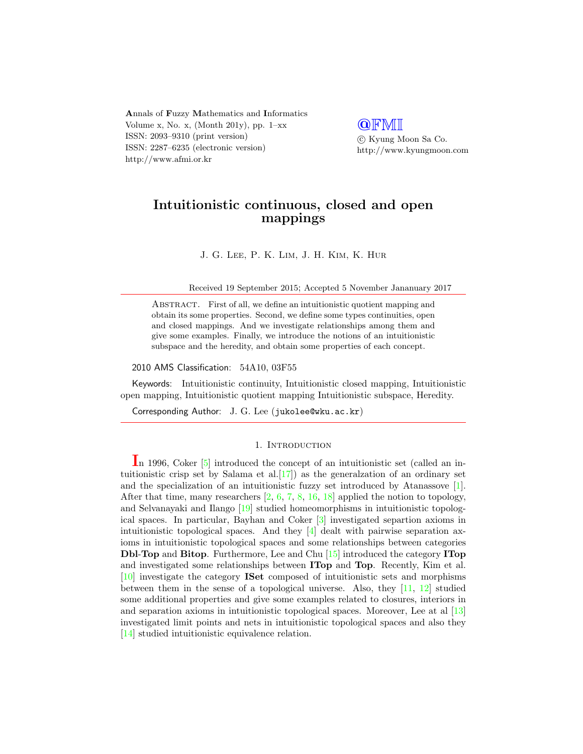Annals of Fuzzy Mathematics and Informatics
Volume x, No. x, (Month 201y), pp. 1–xx
ISSN: 2093–9310 (print version)
ISSN: 2287–6235 (electronic version)
http://www.afmi.or.kr

@FMI
© Kyung Moon Sa Co.
http://www.kyungmoon.com

# Intuitionistic continuous, closed and open mappings

J. G. Lee, P. K. Lim, J. H. Kim, K. Hur

Received 19 September 2015; Accepted 5 November Jananuary 2017

Abstract. First of all, we define an intuitionistic quotient mapping and obtain its some properties. Second, we define some types continuities, open and closed mappings. And we investigate relationships among them and give some examples. Finally, we introduce the notions of an intuitionistic subspace and the heredity, and obtain some properties of each concept.

2010 AMS Classification: 54A10, 03F55

Keywords: Intuitionistic continuity, Intuitionistic closed mapping, Intuitionistic open mapping, Intuitionistic quotient mapping Intuitionistic subspace, Heredity.

Corresponding Author: J. G. Lee (jukolee@wku.ac.kr)

## 1. Introduction

In 1996, Coker [5] introduced the concept of an intuitionistic set (called an intuitionistic crisp set by Salama et al.[17]) as the generalzation of an ordinary set and the specialization of an intuitionistic fuzzy set introduced by Atanassove [1]. After that time, many researchers [2, 6, 7, 8, 16, 18] applied the notion to topology, and Selvanayaki and Ilango [19] studied homeomorphisms in intuitionistic topological spaces. In particular, Bayhan and Coker [3] investigated separtion axioms in intuitionistic topological spaces. And they [4] dealt with pairwise separation axioms in intuitionistic topological spaces and some relationships between categories **Dbl-Top** and **Bitop**. Furthermore, Lee and Chu [15] introduced the category **ITop** and investigated some relationships between **ITop** and **Top**. Recently, Kim et al. [10] investigate the category **ISet** composed of intuitionistic sets and morphisms between them in the sense of a topological universe. Also, they [11, 12] studied some additional properties and give some examples related to closures, interiors in and separation axioms in intuitionistic topological spaces. Moreover, Lee at al [13] investigated limit points and nets in intuitionistic topological spaces and also they [14] studied intuitionistic equivalence relation.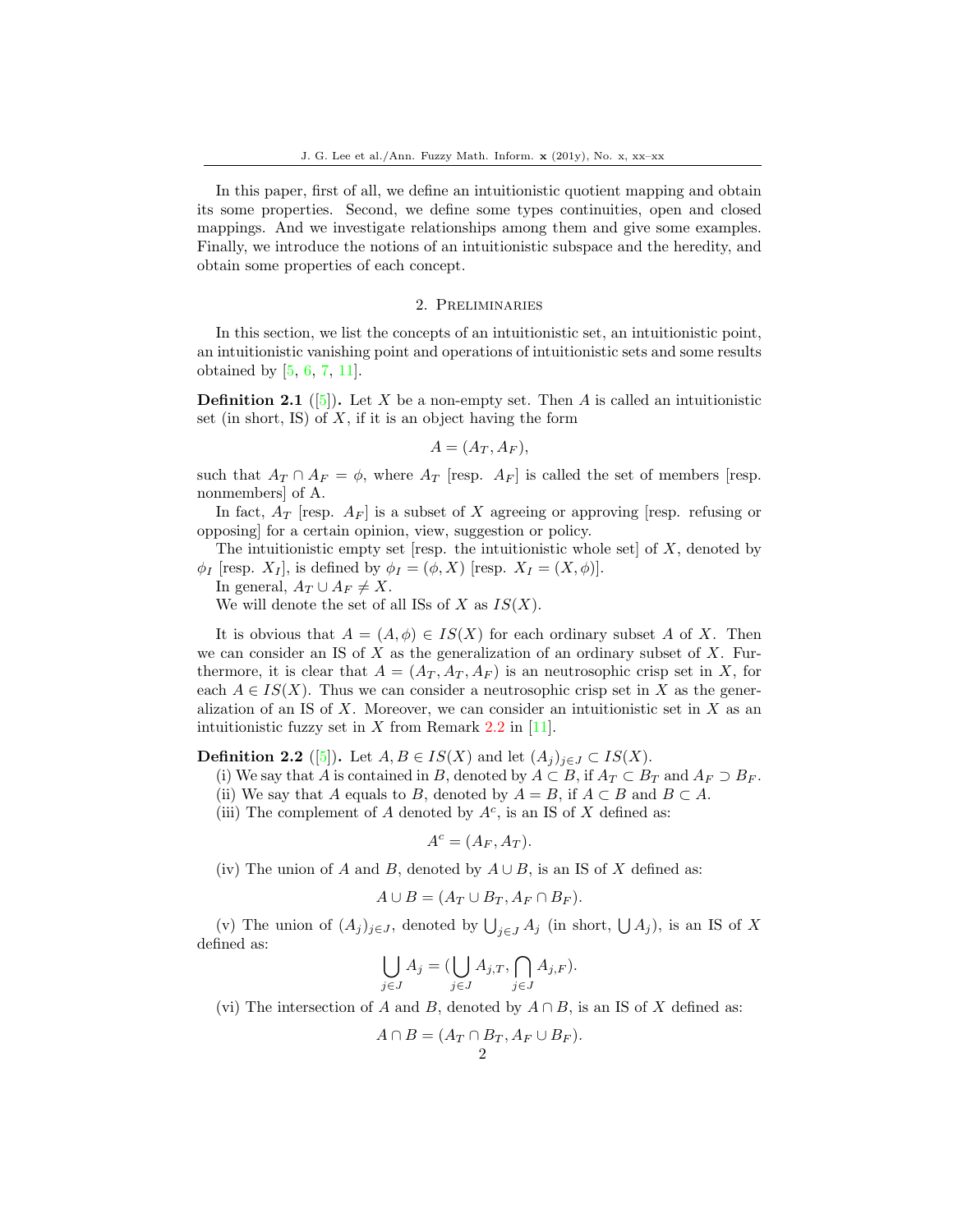In this paper, first of all, we define an intuitionistic quotient mapping and obtain its some properties. Second, we define some types continuities, open and closed mappings. And we investigate relationships among them and give some examples. Finally, we introduce the notions of an intuitionistic subspace and the heredity, and obtain some properties of each concept.

## 2. Preliminaries

In this section, we list the concepts of an intuitionistic set, an intuitionistic point, an intuitionistic vanishing point and operations of intuitionistic sets and some results obtained by [5, 6, 7, 11].

**Definition 2.1** ([5])**.** Let $X$ be a non-empty set. Then $A$ is called an intuitionistic set (in short, IS) of $X$, if it is an object having the form

$$A = (A_T, A_F),$$

such that $A_T \cap A_F = \phi$, where $A_T$ [resp. $A_F$] is called the set of members [resp. nonmembers] of A.

In fact, $A_T$ [resp. $A_F$] is a subset of $X$ agreeing or approving [resp. refusing or opposing] for a certain opinion, view, suggestion or policy.

The intuitionistic empty set [resp. the intuitionistic whole set] of $X$, denoted by $\phi_I$ [resp. $X_I$], is defined by $\phi_I = (\phi, X)$ [resp. $X_I = (X, \phi)$].

In general, $A_T \cup A_F \neq X$.

We will denote the set of all ISs of $X$ as $IS(X)$.

It is obvious that $A = (A, \phi) \in IS(X)$ for each ordinary subset $A$ of $X$. Then we can consider an IS of $X$ as the generalization of an ordinary subset of $X$. Furthermore, it is clear that $A = (A_T, A_T, A_F)$ is an neutrosophic crisp set in $X$, for each $A \in IS(X)$. Thus we can consider a neutrosophic crisp set in $X$ as the generalization of an IS of $X$. Moreover, we can consider an intuitionistic set in $X$ as an intuitionistic fuzzy set in $X$ from Remark 2.2 in [11].

**Definition 2.2** ([5])**.** Let $A, B \in IS(X)$ and let $(A_j)_{j\in J} \subset IS(X)$.

(i) We say that $A$ is contained in $B$, denoted by $A \subset B$, if $A_T \subset B_T$ and $A_F \supset B_F$.

(ii) We say that $A$ equals to $B$, denoted by $A = B$, if $A \subset B$ and $B \subset A$.

(iii) The complement of $A$ denoted by $A^c$, is an IS of $X$ defined as:

$$A^c = (A_F, A_T).$$

(iv) The union of $A$ and $B$, denoted by $A \cup B$, is an IS of $X$ defined as:

$$A \cup B = (A_T \cup B_T, A_F \cap B_F).$$

(v) The union of $(A_j)_{j\in J}$, denoted by $\bigcup_{j\in J} A_j$ (in short, $\bigcup A_j$), is an IS of $X$ defined as:

$$\bigcup_{j\in J} A_j = (\bigcup_{j\in J} A_{j,T}, \bigcap_{j\in J} A_{j,F}).$$

(vi) The intersection of $A$ and $B$, denoted by $A \cap B$, is an IS of $X$ defined as:

$$A \cap B = (A_T \cap B_T, A_F \cup B_F).$$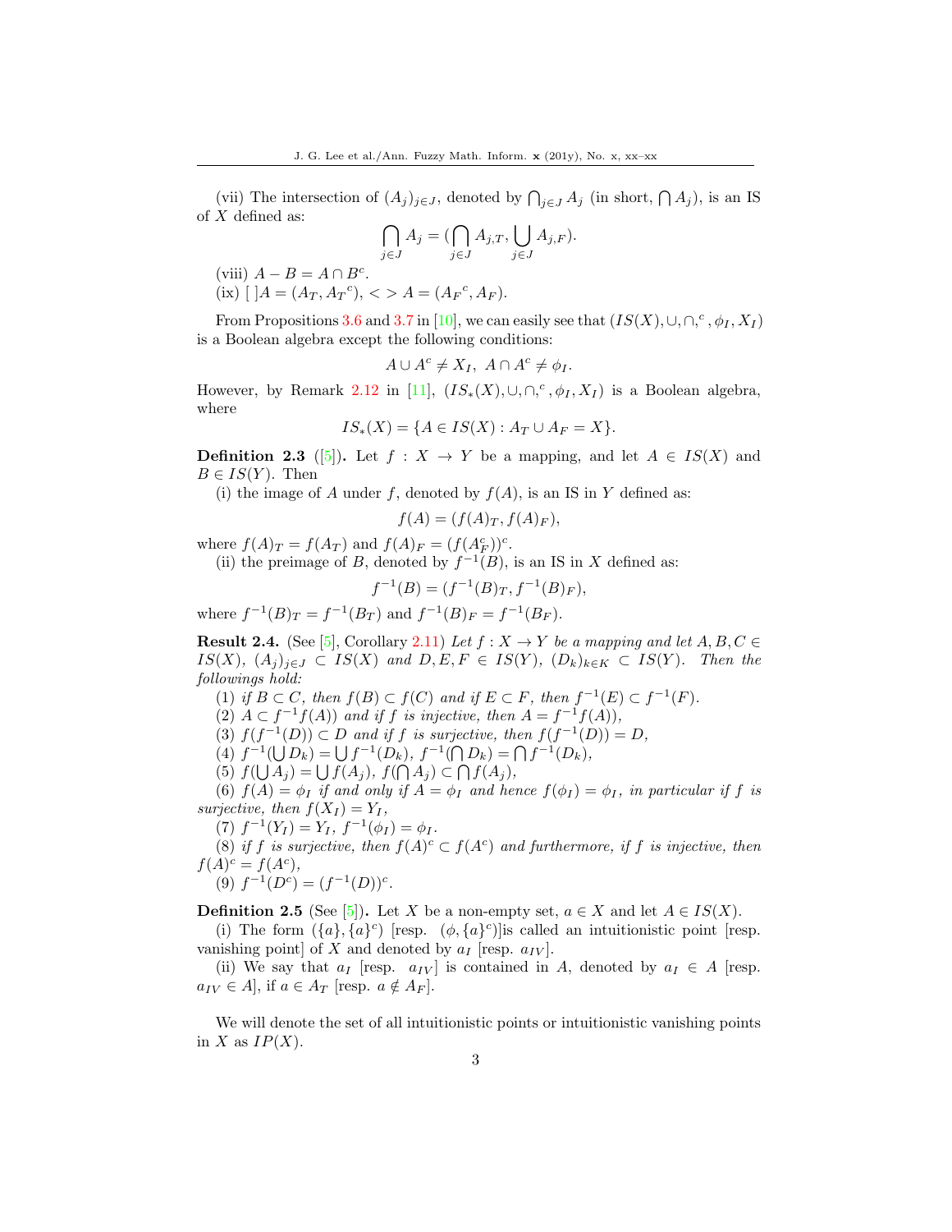(vii) The intersection of $(A_j)_{j\in J}$, denoted by $\bigcap_{j\in J} A_j$ (in short, $\bigcap A_j$), is an IS of $X$ defined as:

$$\bigcap_{j\in J} A_j = (\bigcap_{j\in J} A_{j,T}, \bigcup_{j\in J} A_{j,F}).$$

(viii) $A - B = A \cap B^c$.

(ix) $[\ ]A = (A_T, {A_T}^c)$, $<> A = ({A_F}^c, A_F)$.

From Propositions 3.6 and 3.7 in [10], we can easily see that $(IS(X), \cup, \cap, ^c, \phi_I, X_I)$ is a Boolean algebra except the following conditions:

$$A \cup A^c \neq X_I,\ A \cap A^c \neq \phi_I.$$

However, by Remark 2.12 in [11], $(IS_*(X), \cup, \cap, ^c, \phi_I, X_I)$ is a Boolean algebra, where

$$IS_*(X) = \{A \in IS(X) : A_T \cup A_F = X\}.$$

**Definition 2.3** ([5]). Let $f : X \to Y$ be a mapping, and let $A \in IS(X)$ and $B \in IS(Y)$. Then

(i) the image of $A$ under $f$, denoted by $f(A)$, is an IS in $Y$ defined as:

$$f(A) = (f(A)_T, f(A)_F),$$

where $f(A)_T = f(A_T)$ and $f(A)_F = (f(A_F^c))^c$.

(ii) the preimage of $B$, denoted by $f^{-1}(B)$, is an IS in $X$ defined as:

$$f^{-1}(B) = (f^{-1}(B)_T, f^{-1}(B)_F),$$

where $f^{-1}(B)_T = f^{-1}(B_T)$ and $f^{-1}(B)_F = f^{-1}(B_F)$.

**Result 2.4.** (See [5], Corollary 2.11) *Let $f : X \to Y$ be a mapping and let $A, B, C \in IS(X)$, $(A_j)_{j\in J} \subset IS(X)$ and $D, E, F \in IS(Y)$, $(D_k)_{k\in K} \subset IS(Y)$. Then the followings hold:*

(1) *if $B \subset C$, then $f(B) \subset f(C)$ and if $E \subset F$, then $f^{-1}(E) \subset f^{-1}(F)$.*

(2) *$A \subset f^{-1}f(A))$ and if $f$ is injective, then $A = f^{-1}f(A))$,*

(3) *$f(f^{-1}(D)) \subset D$ and if $f$ is surjective, then $f(f^{-1}(D)) = D$,*

(4) *$f^{-1}(\bigcup D_k) = \bigcup f^{-1}(D_k)$, $f^{-1}(\bigcap D_k) = \bigcap f^{-1}(D_k)$,*

(5) *$f(\bigcup A_j) = \bigcup f(A_j)$, $f(\bigcap A_j) \subset \bigcap f(A_j)$,*

(6) *$f(A) = \phi_I$ if and only if $A = \phi_I$ and hence $f(\phi_I) = \phi_I$, in particular if $f$ is surjective, then $f(X_I) = Y_I$,*

(7) *$f^{-1}(Y_I) = Y_I$, $f^{-1}(\phi_I) = \phi_I$.*

(8) *if $f$ is surjective, then $f(A)^c \subset f(A^c)$ and furthermore, if $f$ is injective, then $f(A)^c = f(A^c)$,*

(9) *$f^{-1}(D^c) = (f^{-1}(D))^c$.*

**Definition 2.5** (See [5]). Let $X$ be a non-empty set, $a \in X$ and let $A \in IS(X)$.

(i) The form $(\{a\}, \{a\}^c)$ [resp. $(\phi, \{a\}^c)$]is called an intuitionistic point [resp. vanishing point] of $X$ and denoted by $a_I$ [resp. $a_{IV}$].

(ii) We say that $a_I$ [resp. $a_{IV}$] is contained in $A$, denoted by $a_I \in A$ [resp. $a_{IV} \in A$], if $a \in A_T$ [resp. $a \notin A_F$].

We will denote the set of all intuitionistic points or intuitionistic vanishing points in $X$ as $IP(X)$.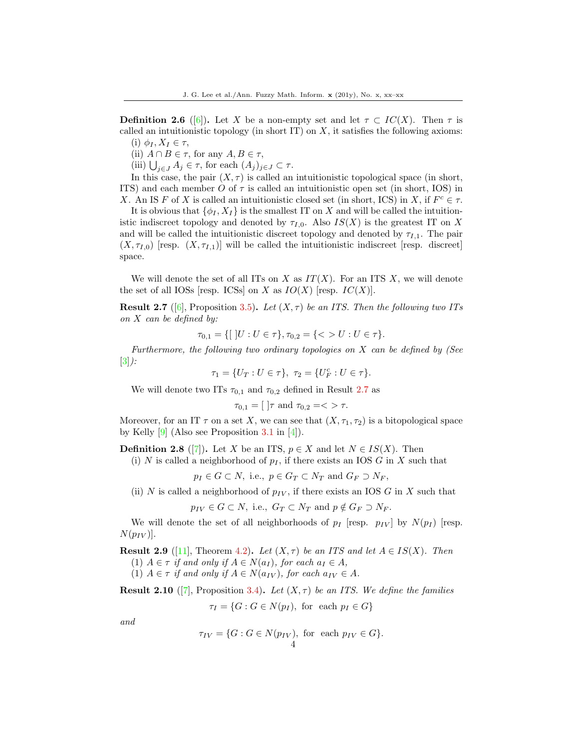**Definition 2.6** ([6])**.** Let $X$ be a non-empty set and let $\tau \subset IC(X)$. Then $\tau$ is called an intuitionistic topology (in short IT) on $X$, it satisfies the following axioms:

(i) $\phi_I, X_I \in \tau$,

(ii) $A \cap B \in \tau$, for any $A, B \in \tau$,

(iii) $\bigcup_{j \in J} A_j \in \tau$, for each $(A_j)_{j \in J} \subset \tau$.

In this case, the pair $(X, \tau)$ is called an intuitionistic topological space (in short, ITS) and each member $O$ of $\tau$ is called an intuitionistic open set (in short, IOS) in $X$. An IS $F$ of $X$ is called an intuitionistic closed set (in short, ICS) in $X$, if $F^c \in \tau$.

It is obvious that $\{\phi_I, X_I\}$ is the smallest IT on $X$ and will be called the intuitionistic indiscreet topology and denoted by $\tau_{I,0}$. Also $IS(X)$ is the greatest IT on $X$ and will be called the intuitionistic discreet topology and denoted by $\tau_{I,1}$. The pair $(X, \tau_{I,0})$ [resp. $(X, \tau_{I,1})$] will be called the intuitionistic indiscreet [resp. discreet] space.

We will denote the set of all ITs on $X$ as $IT(X)$. For an ITS $X$, we will denote the set of all IOSs [resp. ICSs] on $X$ as $IO(X)$ [resp. $IC(X)$].

**Result 2.7** ([6], Proposition 3.5)**.** *Let $(X, \tau)$ be an ITS. Then the following two ITs on $X$ can be defined by:*

$$\tau_{0,1} = \{[\ ]U : U \in \tau\}, \tau_{0,2} = \{<>U : U \in \tau\}.$$

*Furthermore, the following two ordinary topologies on $X$ can be defined by (See [3]):*

$$\tau_1 = \{U_T : U \in \tau\},\ \tau_2 = \{U_F^c : U \in \tau\}.$$

We will denote two ITs $\tau_{0,1}$ and $\tau_{0,2}$ defined in Result 2.7 as

$$\tau_{0,1} = [\ ]\tau \text{ and } \tau_{0,2} = <>\tau.$$

Moreover, for an IT $\tau$ on a set $X$, we can see that $(X, \tau_1, \tau_2)$ is a bitopological space by Kelly [9] (Also see Proposition 3.1 in [4]).

**Definition 2.8** ([7])**.** Let $X$ be an ITS, $p \in X$ and let $N \in IS(X)$. Then

(i) $N$ is called a neighborhood of $p_I$, if there exists an IOS $G$ in $X$ such that

$$p_I \in G \subset N, \text{ i.e., } p \in G_T \subset N_T \text{ and } G_F \supset N_F,$$

(ii) $N$ is called a neighborhood of $p_{IV}$, if there exists an IOS $G$ in $X$ such that

$$p_{IV} \in G \subset N, \text{ i.e., } G_T \subset N_T \text{ and } p \notin G_F \supset N_F.$$

We will denote the set of all neighborhoods of $p_I$ [resp. $p_{IV}$] by $N(p_I)$ [resp. $N(p_{IV})$].

**Result 2.9** ([11], Theorem 4.2)**.** *Let $(X, \tau)$ be an ITS and let $A \in IS(X)$. Then*

*(1) $A \in \tau$ if and only if $A \in N(a_I)$, for each $a_I \in A$,*

*(1) $A \in \tau$ if and only if $A \in N(a_{IV})$, for each $a_{IV} \in A$.*

**Result 2.10** ([7], Proposition 3.4)**.** *Let $(X, \tau)$ be an ITS. We define the families*

$$\tau_I = \{G : G \in N(p_I), \text{ for each } p_I \in G\}$$

*and*

$$\tau_{IV} = \{G : G \in N(p_{IV}), \text{ for each } p_{IV} \in G\}.$$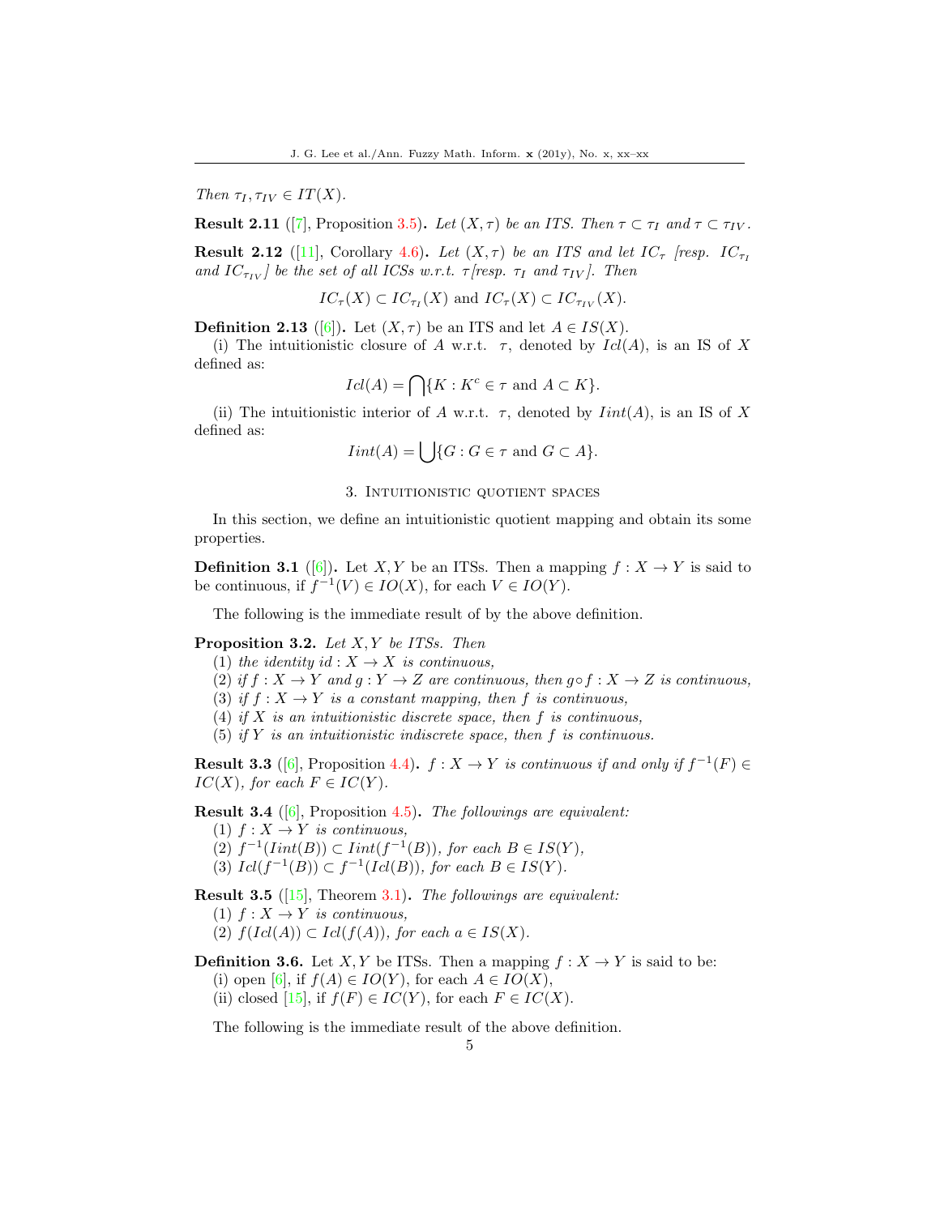*Then* $\tau_I, \tau_{IV} \in IT(X)$.

**Result 2.11** ([7], Proposition 3.5)**.** *Let* $(X, \tau)$ *be an ITS. Then* $\tau \subset \tau_I$ *and* $\tau \subset \tau_{IV}$.

**Result 2.12** ([11], Corollary 4.6)**.** *Let* $(X, \tau)$ *be an ITS and let* $IC_\tau$ *[resp.* $IC_{\tau_I}$ *and* $IC_{\tau_{IV}}$*] be the set of all ICSs w.r.t.* $\tau$ *[resp.* $\tau_I$ *and* $\tau_{IV}$*]. Then*

$$IC_\tau(X) \subset IC_{\tau_I}(X) \text{ and } IC_\tau(X) \subset IC_{\tau_{IV}}(X).$$

**Definition 2.13** ([6])**.** Let $(X, \tau)$ be an ITS and let $A \in IS(X)$.

(i) The intuitionistic closure of $A$ w.r.t. $\tau$, denoted by $Icl(A)$, is an IS of $X$ defined as:

$$Icl(A) = \bigcap \{K : K^c \in \tau \text{ and } A \subset K\}.$$

(ii) The intuitionistic interior of $A$ w.r.t. $\tau$, denoted by $Iint(A)$, is an IS of $X$ defined as:

$$Iint(A) = \bigcup \{G : G \in \tau \text{ and } G \subset A\}.$$

## 3. Intuitionistic quotient spaces

In this section, we define an intuitionistic quotient mapping and obtain its some properties.

**Definition 3.1** ([6])**.** Let $X, Y$ be an ITSs. Then a mapping $f : X \to Y$ is said to be continuous, if $f^{-1}(V) \in IO(X)$, for each $V \in IO(Y)$.

The following is the immediate result of by the above definition.

**Proposition 3.2.** *Let* $X, Y$ *be ITSs. Then*

(1) *the identity* $id : X \to X$ *is continuous,*
(2) *if* $f : X \to Y$ *and* $g : Y \to Z$ *are continuous, then* $g \circ f : X \to Z$ *is continuous,*
(3) *if* $f : X \to Y$ *is a constant mapping, then* $f$ *is continuous,*
(4) *if* $X$ *is an intuitionistic discrete space, then* $f$ *is continuous,*
(5) *if* $Y$ *is an intuitionistic indiscrete space, then* $f$ *is continuous.*

**Result 3.3** ([6], Proposition 4.4)**.** $f : X \to Y$ *is continuous if and only if* $f^{-1}(F) \in IC(X)$*, for each* $F \in IC(Y)$.

**Result 3.4** ([6], Proposition 4.5)**.** *The followings are equivalent:*

(1) $f : X \to Y$ *is continuous,*
(2) $f^{-1}(Iint(B)) \subset Iint(f^{-1}(B))$*, for each* $B \in IS(Y)$*,*
(3) $Icl(f^{-1}(B)) \subset f^{-1}(Icl(B))$*, for each* $B \in IS(Y)$.

**Result 3.5** ([15], Theorem 3.1)**.** *The followings are equivalent:*

(1) $f : X \to Y$ *is continuous,*
(2) $f(Icl(A)) \subset Icl(f(A))$*, for each* $a \in IS(X)$.

**Definition 3.6.** Let $X, Y$ be ITSs. Then a mapping $f : X \to Y$ is said to be:

(i) open [6], if $f(A) \in IO(Y)$, for each $A \in IO(X)$,
(ii) closed [15], if $f(F) \in IC(Y)$, for each $F \in IC(X)$.

The following is the immediate result of the above definition.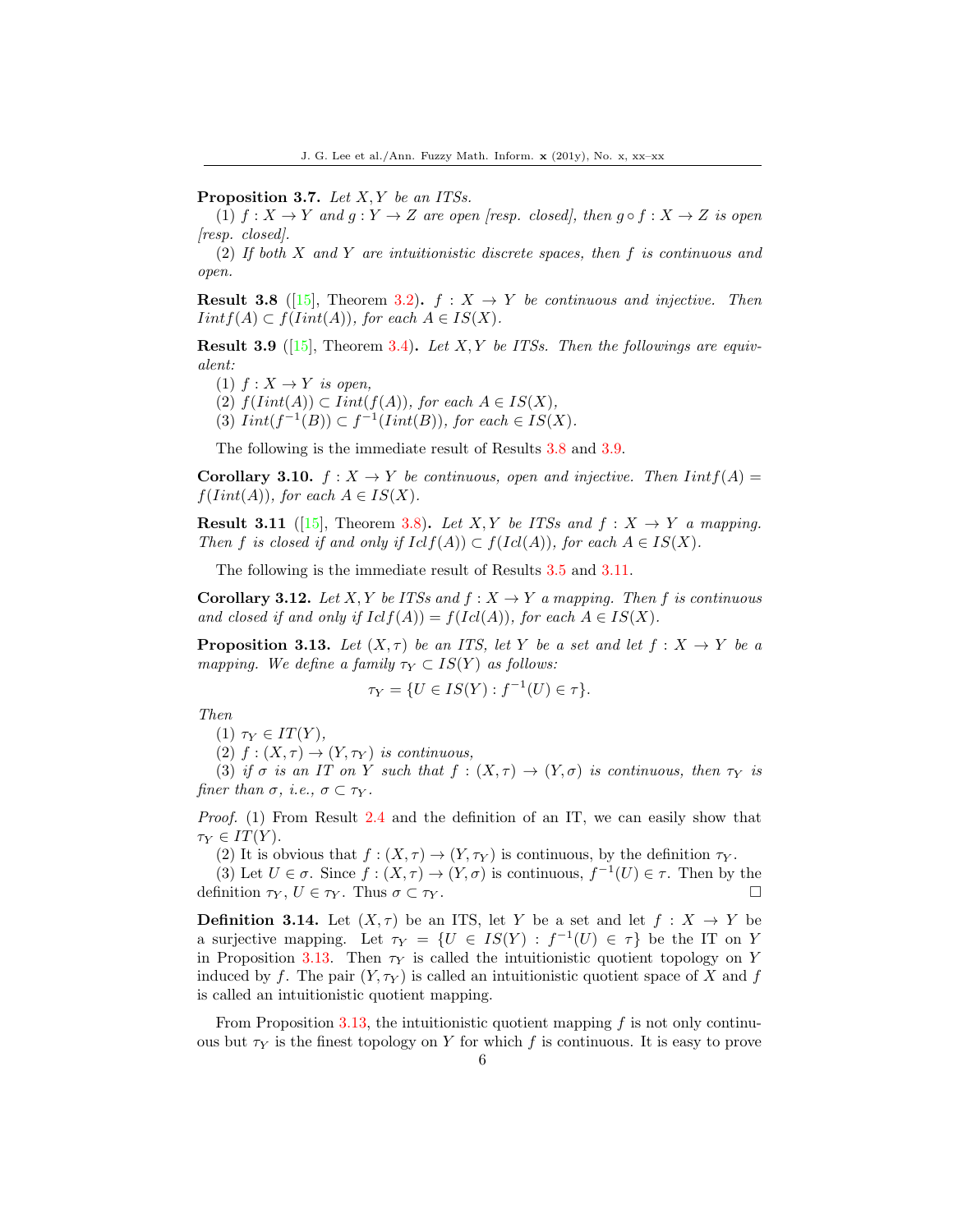**Proposition 3.7.** *Let $X, Y$ be an ITSs.*

(1) *$f : X \to Y$ and $g : Y \to Z$ are open [resp. closed], then $g \circ f : X \to Z$ is open [resp. closed].*

(2) *If both $X$ and $Y$ are intuitionistic discrete spaces, then $f$ is continuous and open.*

**Result 3.8** ([15], Theorem 3.2)**.** *$f : X \to Y$ be continuous and injective. Then $Iintf(A) \subset f(Iint(A))$, for each $A \in IS(X)$.*

**Result 3.9** ([15], Theorem 3.4)**.** *Let $X, Y$ be ITSs. Then the followings are equivalent:*

(1) *$f : X \to Y$ is open,*

(2) *$f(Iint(A)) \subset Iint(f(A))$, for each $A \in IS(X)$,*

(3) *$Iint(f^{-1}(B)) \subset f^{-1}(Iint(B))$, for each $\in IS(X)$.*

The following is the immediate result of Results 3.8 and 3.9.

**Corollary 3.10.** *$f : X \to Y$ be continuous, open and injective. Then $Iintf(A) = f(Iint(A))$, for each $A \in IS(X)$.*

**Result 3.11** ([15], Theorem 3.8)**.** *Let $X, Y$ be ITSs and $f : X \to Y$ a mapping. Then $f$ is closed if and only if $Iclf(A)) \subset f(Icl(A))$, for each $A \in IS(X)$.*

The following is the immediate result of Results 3.5 and 3.11.

**Corollary 3.12.** *Let $X, Y$ be ITSs and $f : X \to Y$ a mapping. Then $f$ is continuous and closed if and only if $Iclf(A)) = f(Icl(A))$, for each $A \in IS(X)$.*

**Proposition 3.13.** *Let $(X, \tau)$ be an ITS, let $Y$ be a set and let $f : X \to Y$ be a mapping. We define a family $\tau_Y \subset IS(Y)$ as follows:*

$$\tau_Y = \{U \in IS(Y) : f^{-1}(U) \in \tau\}.$$

*Then*

(1) *$\tau_Y \in IT(Y)$,*

(2) *$f : (X, \tau) \to (Y, \tau_Y)$ is continuous,*

(3) *if $\sigma$ is an IT on $Y$ such that $f : (X, \tau) \to (Y, \sigma)$ is continuous, then $\tau_Y$ is finer than $\sigma$, i.e., $\sigma \subset \tau_Y$.*

*Proof.* (1) From Result 2.4 and the definition of an IT, we can easily show that $\tau_Y \in IT(Y)$.

(2) It is obvious that $f : (X, \tau) \to (Y, \tau_Y)$ is continuous, by the definition $\tau_Y$.

(3) Let $U \in \sigma$. Since $f : (X, \tau) \to (Y, \sigma)$ is continuous, $f^{-1}(U) \in \tau$. Then by the definition $\tau_Y$, $U \in \tau_Y$. Thus $\sigma \subset \tau_Y$. □

**Definition 3.14.** Let $(X, \tau)$ be an ITS, let $Y$ be a set and let $f : X \to Y$ be a surjective mapping. Let $\tau_Y = \{U \in IS(Y) : f^{-1}(U) \in \tau\}$ be the IT on $Y$ in Proposition 3.13. Then $\tau_Y$ is called the intuitionistic quotient topology on $Y$ induced by $f$. The pair $(Y, \tau_Y)$ is called an intuitionistic quotient space of $X$ and $f$ is called an intuitionistic quotient mapping.

From Proposition 3.13, the intuitionistic quotient mapping $f$ is not only continuous but $\tau_Y$ is the finest topology on $Y$ for which $f$ is continuous. It is easy to prove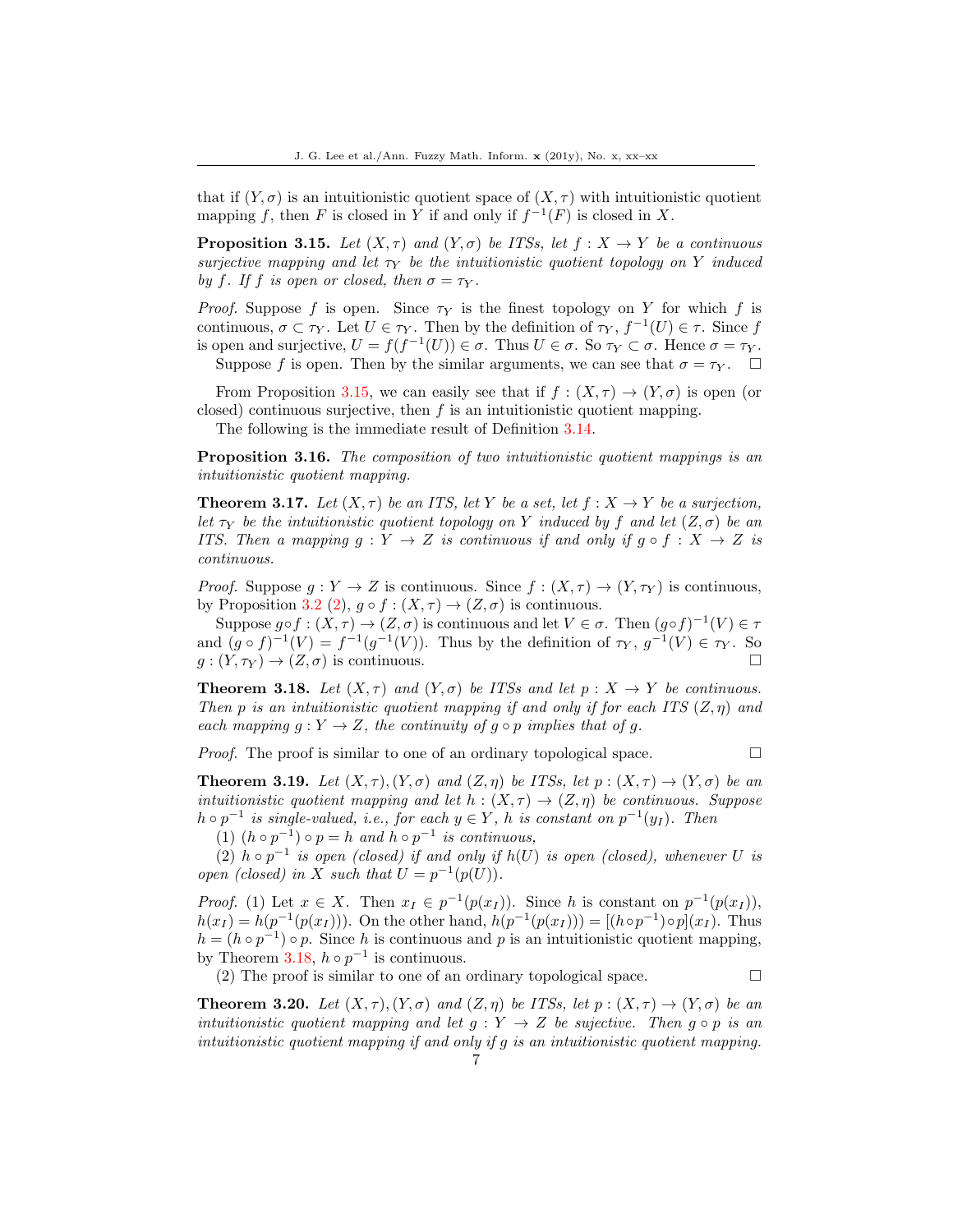that if $(Y, \sigma)$ is an intuitionistic quotient space of $(X, \tau)$ with intuitionistic quotient mapping $f$, then $F$ is closed in $Y$ if and only if $f^{-1}(F)$ is closed in $X$.

**Proposition 3.15.** *Let $(X, \tau)$ and $(Y, \sigma)$ be ITSs, let $f : X \to Y$ be a continuous surjective mapping and let $\tau_Y$ be the intuitionistic quotient topology on $Y$ induced by $f$. If $f$ is open or closed, then $\sigma = \tau_Y$.*

*Proof.* Suppose $f$ is open. Since $\tau_Y$ is the finest topology on $Y$ for which $f$ is continuous, $\sigma \subset \tau_Y$. Let $U \in \tau_Y$. Then by the definition of $\tau_Y$, $f^{-1}(U) \in \tau$. Since $f$ is open and surjective, $U = f(f^{-1}(U)) \in \sigma$. Thus $U \in \sigma$. So $\tau_Y \subset \sigma$. Hence $\sigma = \tau_Y$.

Suppose $f$ is open. Then by the similar arguments, we can see that $\sigma = \tau_Y$. □

From Proposition 3.15, we can easily see that if $f : (X, \tau) \to (Y, \sigma)$ is open (or closed) continuous surjective, then $f$ is an intuitionistic quotient mapping.

The following is the immediate result of Definition 3.14.

**Proposition 3.16.** *The composition of two intuitionistic quotient mappings is an intuitionistic quotient mapping.*

**Theorem 3.17.** *Let $(X, \tau)$ be an ITS, let $Y$ be a set, let $f : X \to Y$ be a surjection, let $\tau_Y$ be the intuitionistic quotient topology on $Y$ induced by $f$ and let $(Z, \sigma)$ be an ITS. Then a mapping $g : Y \to Z$ is continuous if and only if $g \circ f : X \to Z$ is continuous.*

*Proof.* Suppose $g : Y \to Z$ is continuous. Since $f : (X, \tau) \to (Y, \tau_Y)$ is continuous, by Proposition 3.2 (2), $g \circ f : (X, \tau) \to (Z, \sigma)$ is continuous.

Suppose $g \circ f : (X, \tau) \to (Z, \sigma)$ is continuous and let $V \in \sigma$. Then $(g \circ f)^{-1}(V) \in \tau$ and $(g \circ f)^{-1}(V) = f^{-1}(g^{-1}(V))$. Thus by the definition of $\tau_Y$, $g^{-1}(V) \in \tau_Y$. So $g : (Y, \tau_Y) \to (Z, \sigma)$ is continuous. □

**Theorem 3.18.** *Let $(X, \tau)$ and $(Y, \sigma)$ be ITSs and let $p : X \to Y$ be continuous. Then $p$ is an intuitionistic quotient mapping if and only if for each ITS $(Z, \eta)$ and each mapping $g : Y \to Z$, the continuity of $g \circ p$ implies that of $g$.*

*Proof.* The proof is similar to one of an ordinary topological space. □

**Theorem 3.19.** *Let $(X, \tau), (Y, \sigma)$ and $(Z, \eta)$ be ITSs, let $p : (X, \tau) \to (Y, \sigma)$ be an intuitionistic quotient mapping and let $h : (X, \tau) \to (Z, \eta)$ be continuous. Suppose $h \circ p^{-1}$ is single-valued, i.e., for each $y \in Y$, $h$ is constant on $p^{-1}(y_I)$. Then*

(1) *$(h \circ p^{-1}) \circ p = h$ and $h \circ p^{-1}$ is continuous,*

(2) *$h \circ p^{-1}$ is open (closed) if and only if $h(U)$ is open (closed), whenever $U$ is open (closed) in $X$ such that $U = p^{-1}(p(U))$.*

*Proof.* (1) Let $x \in X$. Then $x_I \in p^{-1}(p(x_I))$. Since $h$ is constant on $p^{-1}(p(x_I))$, $h(x_I) = h(p^{-1}(p(x_I)))$. On the other hand, $h(p^{-1}(p(x_I))) = [(h \circ p^{-1}) \circ p](x_I)$. Thus $h = (h \circ p^{-1}) \circ p$. Since $h$ is continuous and $p$ is an intuitionistic quotient mapping, by Theorem 3.18, $h \circ p^{-1}$ is continuous.

(2) The proof is similar to one of an ordinary topological space. □

**Theorem 3.20.** *Let $(X, \tau), (Y, \sigma)$ and $(Z, \eta)$ be ITSs, let $p : (X, \tau) \to (Y, \sigma)$ be an intuitionistic quotient mapping and let $g : Y \to Z$ be sujective. Then $g \circ p$ is an intuitionistic quotient mapping if and only if $g$ is an intuitionistic quotient mapping.*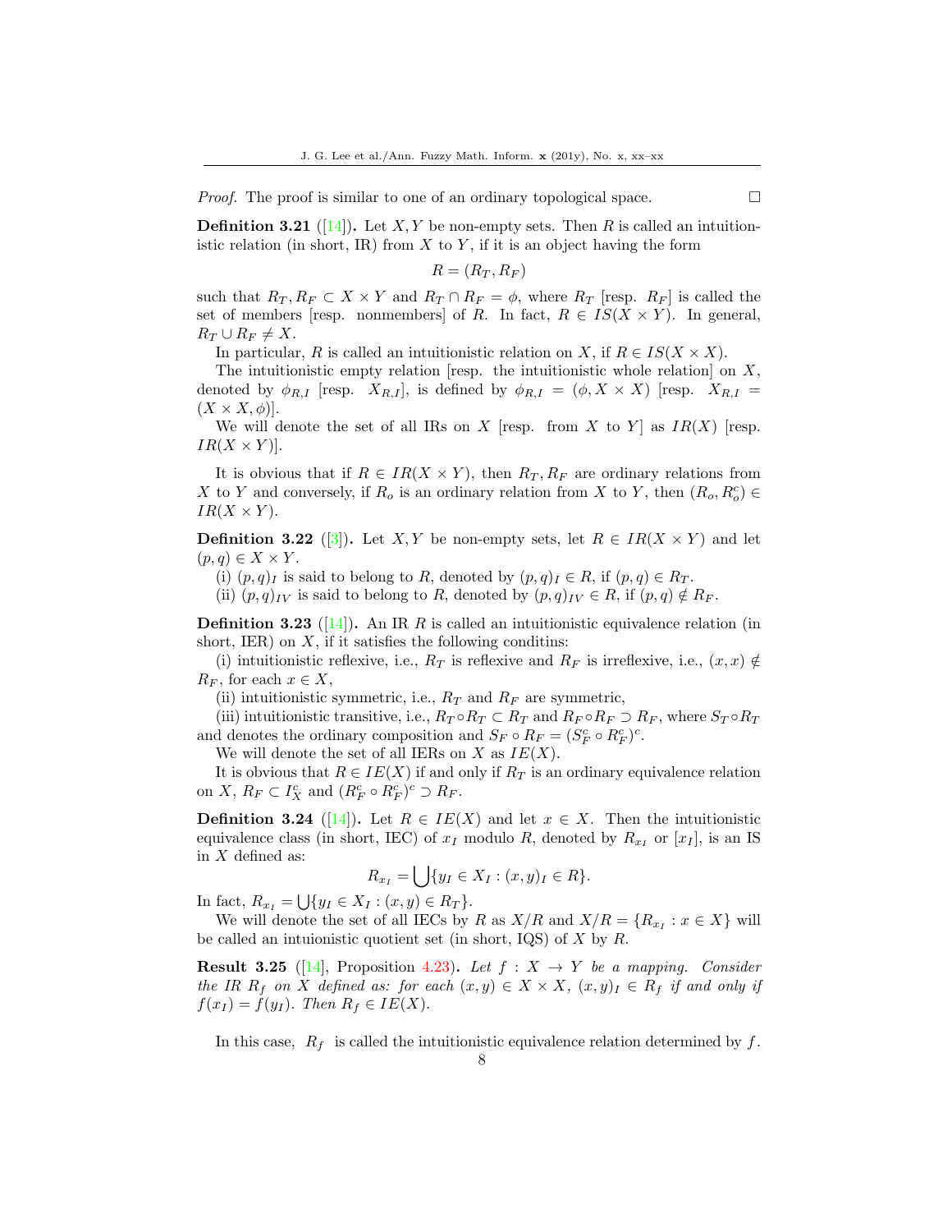*Proof.* The proof is similar to one of an ordinary topological space. □

**Definition 3.21** ([14])**.** Let $X, Y$ be non-empty sets. Then $R$ is called an intuitionistic relation (in short, IR) from $X$ to $Y$, if it is an object having the form

$$R = (R_T, R_F)$$

such that $R_T, R_F \subset X \times Y$ and $R_T \cap R_F = \phi$, where $R_T$ [resp. $R_F$] is called the set of members [resp. nonmembers] of $R$. In fact, $R \in IS(X \times Y)$. In general, $R_T \cup R_F \neq X$.

In particular, $R$ is called an intuitionistic relation on $X$, if $R \in IS(X \times X)$.

The intuitionistic empty relation [resp. the intuitionistic whole relation] on $X$, denoted by $\phi_{R,I}$ [resp. $X_{R,I}$], is defined by $\phi_{R,I} = (\phi, X \times X)$ [resp. $X_{R,I} = (X \times X, \phi)$].

We will denote the set of all IRs on $X$ [resp. from $X$ to $Y$] as $IR(X)$ [resp. $IR(X \times Y)$].

It is obvious that if $R \in IR(X \times Y)$, then $R_T, R_F$ are ordinary relations from $X$ to $Y$ and conversely, if $R_o$ is an ordinary relation from $X$ to $Y$, then $(R_o, R_o^c) \in IR(X \times Y)$.

**Definition 3.22** ([3])**.** Let $X, Y$ be non-empty sets, let $R \in IR(X \times Y)$ and let $(p, q) \in X \times Y$.

(i) $(p, q)_I$ is said to belong to $R$, denoted by $(p, q)_I \in R$, if $(p, q) \in R_T$.

(ii) $(p, q)_{IV}$ is said to belong to $R$, denoted by $(p, q)_{IV} \in R$, if $(p, q) \notin R_F$.

**Definition 3.23** ([14])**.** An IR $R$ is called an intuitionistic equivalence relation (in short, IER) on $X$, if it satisfies the following conditins:

(i) intuitionistic reflexive, i.e., $R_T$ is reflexive and $R_F$ is irreflexive, i.e., $(x, x) \notin R_F$, for each $x \in X$,

(ii) intuitionistic symmetric, i.e., $R_T$ and $R_F$ are symmetric,

(iii) intuitionistic transitive, i.e., $R_T \circ R_T \subset R_T$ and $R_F \circ R_F \supset R_F$, where $S_T \circ R_T$ and denotes the ordinary composition and $S_F \circ R_F = (S_F^c \circ R_F^c)^c$.

We will denote the set of all IERs on $X$ as $IE(X)$.

It is obvious that $R \in IE(X)$ if and only if $R_T$ is an ordinary equivalence relation on $X$, $R_F \subset I_X^c$ and $(R_F^c \circ R_F^c)^c \supset R_F$.

**Definition 3.24** ([14])**.** Let $R \in IE(X)$ and let $x \in X$. Then the intuitionistic equivalence class (in short, IEC) of $x_I$ modulo $R$, denoted by $R_{x_I}$ or $[x_I]$, is an IS in $X$ defined as:

$$R_{x_I} = \bigcup \{y_I \in X_I : (x, y)_I \in R\}.$$

In fact, $R_{x_I} = \bigcup \{y_I \in X_I : (x, y) \in R_T\}$.

We will denote the set of all IECs by $R$ as $X/R$ and $X/R = \{R_{x_I} : x \in X\}$ will be called an intuionistic quotient set (in short, IQS) of $X$ by $R$.

**Result 3.25** ([14], Proposition 4.23)**.** *Let $f : X \to Y$ be a mapping. Consider the IR $R_f$ on $X$ defined as: for each $(x, y) \in X \times X$, $(x, y)_I \in R_f$ if and only if $f(x_I) = f(y_I)$. Then $R_f \in IE(X)$.*

In this case, $R_f$ is called the intuitionistic equivalence relation determined by $f$.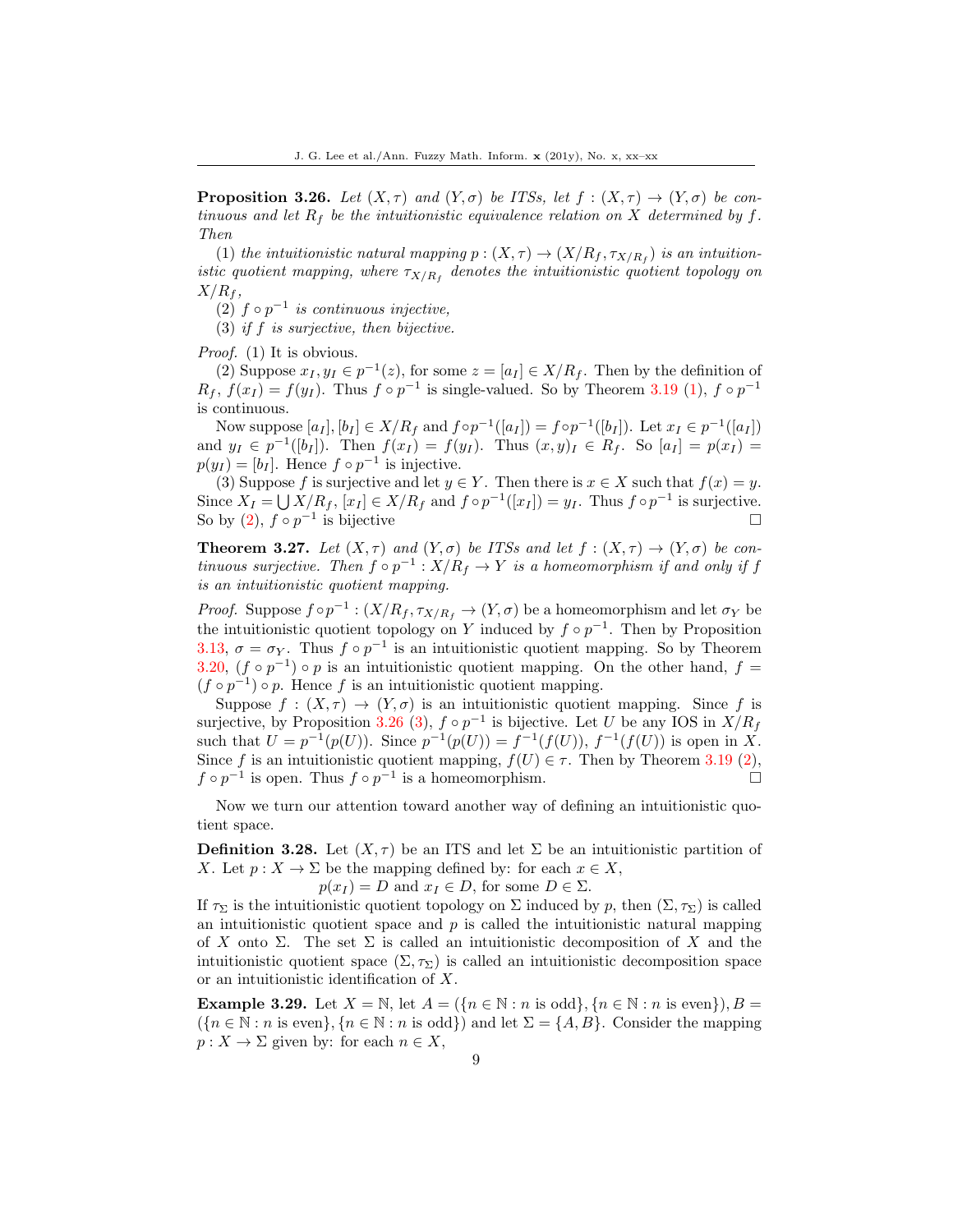**Proposition 3.26.** *Let $(X, \tau)$ and $(Y, \sigma)$ be ITSs, let $f : (X, \tau) \to (Y, \sigma)$ be continuous and let $R_f$ be the intuitionistic equivalence relation on $X$ determined by $f$. Then*

(1) *the intuitionistic natural mapping $p : (X, \tau) \to (X/R_f, \tau_{X/R_f})$ is an intuitionistic quotient mapping, where $\tau_{X/R_f}$ denotes the intuitionistic quotient topology on $X/R_f$,*

(2) *$f \circ p^{-1}$ is continuous injective,*

(3) *if $f$ is surjective, then bijective.*

*Proof.* (1) It is obvious.

(2) Suppose $x_I, y_I \in p^{-1}(z)$, for some $z = [a_I] \in X/R_f$. Then by the definition of $R_f$, $f(x_I) = f(y_I)$. Thus $f \circ p^{-1}$ is single-valued. So by Theorem 3.19 (1), $f \circ p^{-1}$ is continuous.

Now suppose $[a_I], [b_I] \in X/R_f$ and $f \circ p^{-1}([a_I]) = f \circ p^{-1}([b_I])$. Let $x_I \in p^{-1}([a_I])$ and $y_I \in p^{-1}([b_I])$. Then $f(x_I) = f(y_I)$. Thus $(x, y)_I \in R_f$. So $[a_I] = p(x_I) = p(y_I) = [b_I]$. Hence $f \circ p^{-1}$ is injective.

(3) Suppose $f$ is surjective and let $y \in Y$. Then there is $x \in X$ such that $f(x) = y$. Since $X_I = \bigcup X/R_f$, $[x_I] \in X/R_f$ and $f \circ p^{-1}([x_I]) = y_I$. Thus $f \circ p^{-1}$ is surjective. So by (2), $f \circ p^{-1}$ is bijective □

**Theorem 3.27.** *Let $(X, \tau)$ and $(Y, \sigma)$ be ITSs and let $f : (X, \tau) \to (Y, \sigma)$ be continuous surjective. Then $f \circ p^{-1} : X/R_f \to Y$ is a homeomorphism if and only if $f$ is an intuitionistic quotient mapping.*

*Proof.* Suppose $f \circ p^{-1} : (X/R_f, \tau_{X/R_f}) \to (Y, \sigma)$ be a homeomorphism and let $\sigma_Y$ be the intuitionistic quotient topology on $Y$ induced by $f \circ p^{-1}$. Then by Proposition 3.13, $\sigma = \sigma_Y$. Thus $f \circ p^{-1}$ is an intuitionistic quotient mapping. So by Theorem 3.20, $(f \circ p^{-1}) \circ p$ is an intuitionistic quotient mapping. On the other hand, $f = (f \circ p^{-1}) \circ p$. Hence $f$ is an intuitionistic quotient mapping.

Suppose $f : (X, \tau) \to (Y, \sigma)$ is an intuitionistic quotient mapping. Since $f$ is surjective, by Proposition 3.26 (3), $f \circ p^{-1}$ is bijective. Let $U$ be any IOS in $X/R_f$ such that $U = p^{-1}(p(U))$. Since $p^{-1}(p(U)) = f^{-1}(f(U))$, $f^{-1}(f(U))$ is open in $X$. Since $f$ is an intuitionistic quotient mapping, $f(U) \in \tau$. Then by Theorem 3.19 (2), $f \circ p^{-1}$ is open. Thus $f \circ p^{-1}$ is a homeomorphism. □

Now we turn our attention toward another way of defining an intuitionistic quotient space.

**Definition 3.28.** Let $(X, \tau)$ be an ITS and let $\Sigma$ be an intuitionistic partition of $X$. Let $p : X \to \Sigma$ be the mapping defined by: for each $x \in X$,

$$p(x_I) = D \text{ and } x_I \in D, \text{ for some } D \in \Sigma.$$

If $\tau_\Sigma$ is the intuitionistic quotient topology on $\Sigma$ induced by $p$, then $(\Sigma, \tau_\Sigma)$ is called an intuitionistic quotient space and $p$ is called the intuitionistic natural mapping of $X$ onto $\Sigma$. The set $\Sigma$ is called an intuitionistic decomposition of $X$ and the intuitionistic quotient space $(\Sigma, \tau_\Sigma)$ is called an intuitionistic decomposition space or an intuitionistic identification of $X$.

**Example 3.29.** Let $X = \mathbb{N}$, let $A = (\{n \in \mathbb{N} : n \text{ is odd}\}, \{n \in \mathbb{N} : n \text{ is even}\}), B = (\{n \in \mathbb{N} : n \text{ is even}\}, \{n \in \mathbb{N} : n \text{ is odd}\})$ and let $\Sigma = \{A, B\}$. Consider the mapping $p : X \to \Sigma$ given by: for each $n \in X$,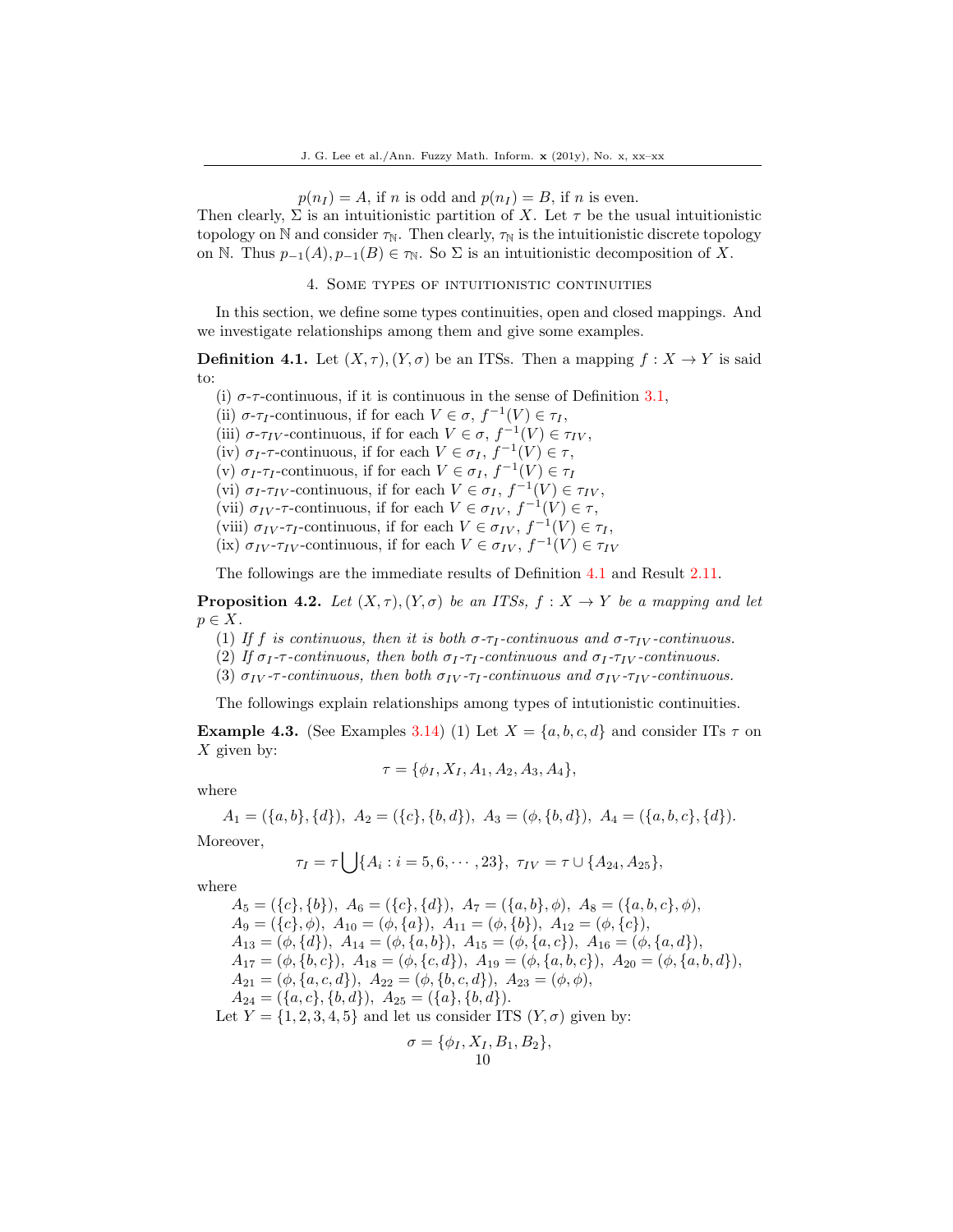$p(n_I) = A$, if $n$ is odd and $p(n_I) = B$, if $n$ is even.

Then clearly, $\Sigma$ is an intuitionistic partition of $X$. Let $\tau$ be the usual intuitionistic topology on $\mathbb{N}$ and consider $\tau_{\mathbb{N}}$. Then clearly, $\tau_{\mathbb{N}}$ is the intuitionistic discrete topology on $\mathbb{N}$. Thus $p_{-1}(A), p_{-1}(B) \in \tau_{\mathbb{N}}$. So $\Sigma$ is an intuitionistic decomposition of $X$.

## 4. Some types of intuitionistic continuities

In this section, we define some types continuities, open and closed mappings. And we investigate relationships among them and give some examples.

**Definition 4.1.** Let $(X, \tau), (Y, \sigma)$ be an ITSs. Then a mapping $f : X \to Y$ is said to:

(i) $\sigma$-$\tau$-continuous, if it is continuous in the sense of Definition 3.1,
(ii) $\sigma$-$\tau_I$-continuous, if for each $V \in \sigma$, $f^{-1}(V) \in \tau_I$,
(iii) $\sigma$-$\tau_{IV}$-continuous, if for each $V \in \sigma$, $f^{-1}(V) \in \tau_{IV}$,
(iv) $\sigma_I$-$\tau$-continuous, if for each $V \in \sigma_I$, $f^{-1}(V) \in \tau$,
(v) $\sigma_I$-$\tau_I$-continuous, if for each $V \in \sigma_I$, $f^{-1}(V) \in \tau_I$
(vi) $\sigma_I$-$\tau_{IV}$-continuous, if for each $V \in \sigma_I$, $f^{-1}(V) \in \tau_{IV}$,
(vii) $\sigma_{IV}$-$\tau$-continuous, if for each $V \in \sigma_{IV}$, $f^{-1}(V) \in \tau$,
(viii) $\sigma_{IV}$-$\tau_I$-continuous, if for each $V \in \sigma_{IV}$, $f^{-1}(V) \in \tau_I$,
(ix) $\sigma_{IV}$-$\tau_{IV}$-continuous, if for each $V \in \sigma_{IV}$, $f^{-1}(V) \in \tau_{IV}$

The followings are the immediate results of Definition 4.1 and Result 2.11.

**Proposition 4.2.** *Let $(X, \tau), (Y, \sigma)$ be an ITSs, $f : X \to Y$ be a mapping and let $p \in X$.*

*(1) If $f$ is continuous, then it is both $\sigma$-$\tau_I$-continuous and $\sigma$-$\tau_{IV}$-continuous.*
*(2) If $\sigma_I$-$\tau$-continuous, then both $\sigma_I$-$\tau_I$-continuous and $\sigma_I$-$\tau_{IV}$-continuous.*
*(3) $\sigma_{IV}$-$\tau$-continuous, then both $\sigma_{IV}$-$\tau_I$-continuous and $\sigma_{IV}$-$\tau_{IV}$-continuous.*

The followings explain relationships among types of intutionistic continuities.

**Example 4.3.** (See Examples 3.14) (1) Let $X = \{a, b, c, d\}$ and consider ITs $\tau$ on $X$ given by:

$$\tau = \{\phi_I, X_I, A_1, A_2, A_3, A_4\},$$

where

$$A_1 = (\{a, b\}, \{d\}),\ A_2 = (\{c\}, \{b, d\}),\ A_3 = (\phi, \{b, d\}),\ A_4 = (\{a, b, c\}, \{d\}).$$

Moreover,

$$\tau_I = \tau \bigcup \{A_i : i = 5, 6, \cdots, 23\},\ \tau_{IV} = \tau \cup \{A_{24}, A_{25}\},$$

where

$A_5 = (\{c\}, \{b\}),\ A_6 = (\{c\}, \{d\}),\ A_7 = (\{a, b\}, \phi),\ A_8 = (\{a, b, c\}, \phi),$
$A_9 = (\{c\}, \phi),\ A_{10} = (\phi, \{a\}),\ A_{11} = (\phi, \{b\}),\ A_{12} = (\phi, \{c\}),$
$A_{13} = (\phi, \{d\}),\ A_{14} = (\phi, \{a, b\}),\ A_{15} = (\phi, \{a, c\}),\ A_{16} = (\phi, \{a, d\}),$
$A_{17} = (\phi, \{b, c\}),\ A_{18} = (\phi, \{c, d\}),\ A_{19} = (\phi, \{a, b, c\}),\ A_{20} = (\phi, \{a, b, d\}),$
$A_{21} = (\phi, \{a, c, d\}),\ A_{22} = (\phi, \{b, c, d\}),\ A_{23} = (\phi, \phi),$
$A_{24} = (\{a, c\}, \{b, d\}),\ A_{25} = (\{a\}, \{b, d\}).$

Let $Y = \{1, 2, 3, 4, 5\}$ and let us consider ITS $(Y, \sigma)$ given by:

$$\sigma = \{\phi_I, X_I, B_1, B_2\},$$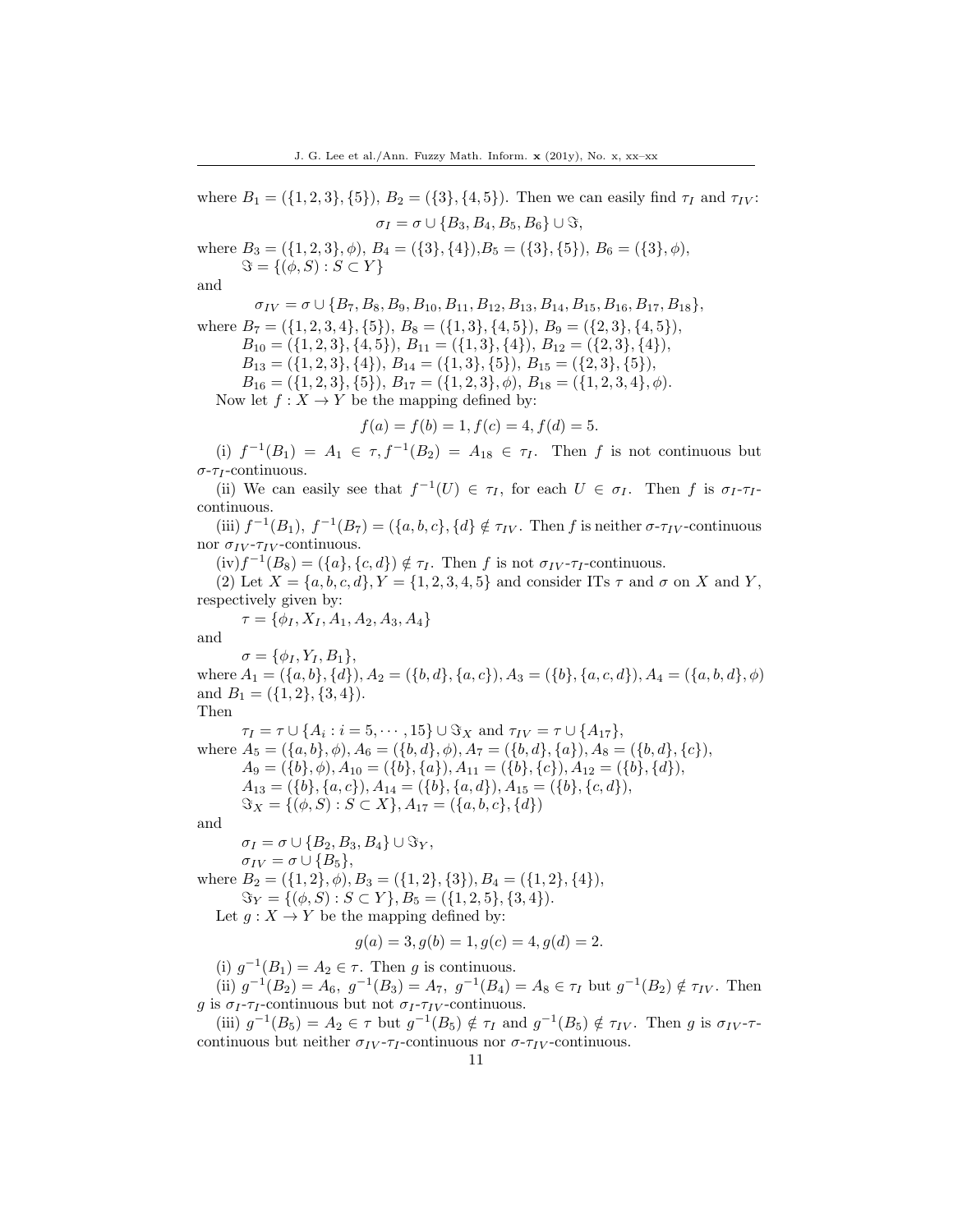where $B_1 = (\{1,2,3\},\{5\})$, $B_2 = (\{3\},\{4,5\})$. Then we can easily find $\tau_I$ and $\tau_{IV}$:

$$\sigma_I = \sigma \cup \{B_3, B_4, B_5, B_6\} \cup \Im,$$

where $B_3 = (\{1,2,3\},\phi)$, $B_4 = (\{3\},\{4\})$, $B_5 = (\{3\},\{5\})$, $B_6 = (\{3\},\phi)$,
$\Im = \{(\phi, S) : S \subset Y\}$

and

$$\sigma_{IV} = \sigma \cup \{B_7, B_8, B_9, B_{10}, B_{11}, B_{12}, B_{13}, B_{14}, B_{15}, B_{16}, B_{17}, B_{18}\},$$

where $B_7 = (\{1,2,3,4\},\{5\})$, $B_8 = (\{1,3\},\{4,5\})$, $B_9 = (\{2,3\},\{4,5\})$,
$B_{10} = (\{1,2,3\},\{4,5\})$, $B_{11} = (\{1,3\},\{4\})$, $B_{12} = (\{2,3\},\{4\})$,
$B_{13} = (\{1,2,3\},\{4\})$, $B_{14} = (\{1,3\},\{5\})$, $B_{15} = (\{2,3\},\{5\})$,
$B_{16} = (\{1,2,3\},\{5\})$, $B_{17} = (\{1,2,3\},\phi)$, $B_{18} = (\{1,2,3,4\},\phi)$.

Now let $f : X \to Y$ be the mapping defined by:

$$f(a) = f(b) = 1, f(c) = 4, f(d) = 5.$$

(i) $f^{-1}(B_1) = A_1 \in \tau, f^{-1}(B_2) = A_{18} \in \tau_I$. Then $f$ is not continuous but $\sigma$-$\tau_I$-continuous.

(ii) We can easily see that $f^{-1}(U) \in \tau_I$, for each $U \in \sigma_I$. Then $f$ is $\sigma_I$-$\tau_I$-continuous.

(iii) $f^{-1}(B_1)$, $f^{-1}(B_7) = (\{a,b,c\},\{d\} \notin \tau_{IV}$. Then $f$ is neither $\sigma$-$\tau_{IV}$-continuous nor $\sigma_{IV}$-$\tau_{IV}$-continuous.

(iv)$f^{-1}(B_8) = (\{a\},\{c,d\}) \notin \tau_I$. Then $f$ is not $\sigma_{IV}$-$\tau_I$-continuous.

(2) Let $X = \{a,b,c,d\}, Y = \{1,2,3,4,5\}$ and consider ITs $\tau$ and $\sigma$ on $X$ and $Y$, respectively given by:

$\tau = \{\phi_I, X_I, A_1, A_2, A_3, A_4\}$

and

$\sigma = \{\phi_I, Y_I, B_1\}$,

where $A_1 = (\{a,b\},\{d\}), A_2 = (\{b,d\},\{a,c\}), A_3 = (\{b\},\{a,c,d\}), A_4 = (\{a,b,d\},\phi)$ and $B_1 = (\{1,2\},\{3,4\})$.

Then

$\tau_I = \tau \cup \{A_i : i = 5,\cdots,15\} \cup \Im_X$ and $\tau_{IV} = \tau \cup \{A_{17}\}$,

where $A_5 = (\{a,b\},\phi), A_6 = (\{b,d\},\phi), A_7 = (\{b,d\},\{a\}), A_8 = (\{b,d\},\{c\})$,
$A_9 = (\{b\},\phi), A_{10} = (\{b\},\{a\}), A_{11} = (\{b\},\{c\}), A_{12} = (\{b\},\{d\})$,
$A_{13} = (\{b\},\{a,c\}), A_{14} = (\{b\},\{a,d\}), A_{15} = (\{b\},\{c,d\})$,
$\Im_X = \{(\phi, S) : S \subset X\}, A_{17} = (\{a,b,c\},\{d\})$

and

$\sigma_I = \sigma \cup \{B_2, B_3, B_4\} \cup \Im_Y$,
$\sigma_{IV} = \sigma \cup \{B_5\}$,

where $B_2 = (\{1,2\},\phi), B_3 = (\{1,2\},\{3\}), B_4 = (\{1,2\},\{4\})$,
$\Im_Y = \{(\phi, S) : S \subset Y\}, B_5 = (\{1,2,5\},\{3,4\})$.

Let $g : X \to Y$ be the mapping defined by:

$$g(a) = 3, g(b) = 1, g(c) = 4, g(d) = 2.$$

(i) $g^{-1}(B_1) = A_2 \in \tau$. Then $g$ is continuous.

(ii) $g^{-1}(B_2) = A_6$, $g^{-1}(B_3) = A_7$, $g^{-1}(B_4) = A_8 \in \tau_I$ but $g^{-1}(B_2) \notin \tau_{IV}$. Then $g$ is $\sigma_I$-$\tau_I$-continuous but not $\sigma_I$-$\tau_{IV}$-continuous.

(iii) $g^{-1}(B_5) = A_2 \in \tau$ but $g^{-1}(B_5) \notin \tau_I$ and $g^{-1}(B_5) \notin \tau_{IV}$. Then $g$ is $\sigma_{IV}$-$\tau$-continuous but neither $\sigma_{IV}$-$\tau_I$-continuous nor $\sigma$-$\tau_{IV}$-continuous.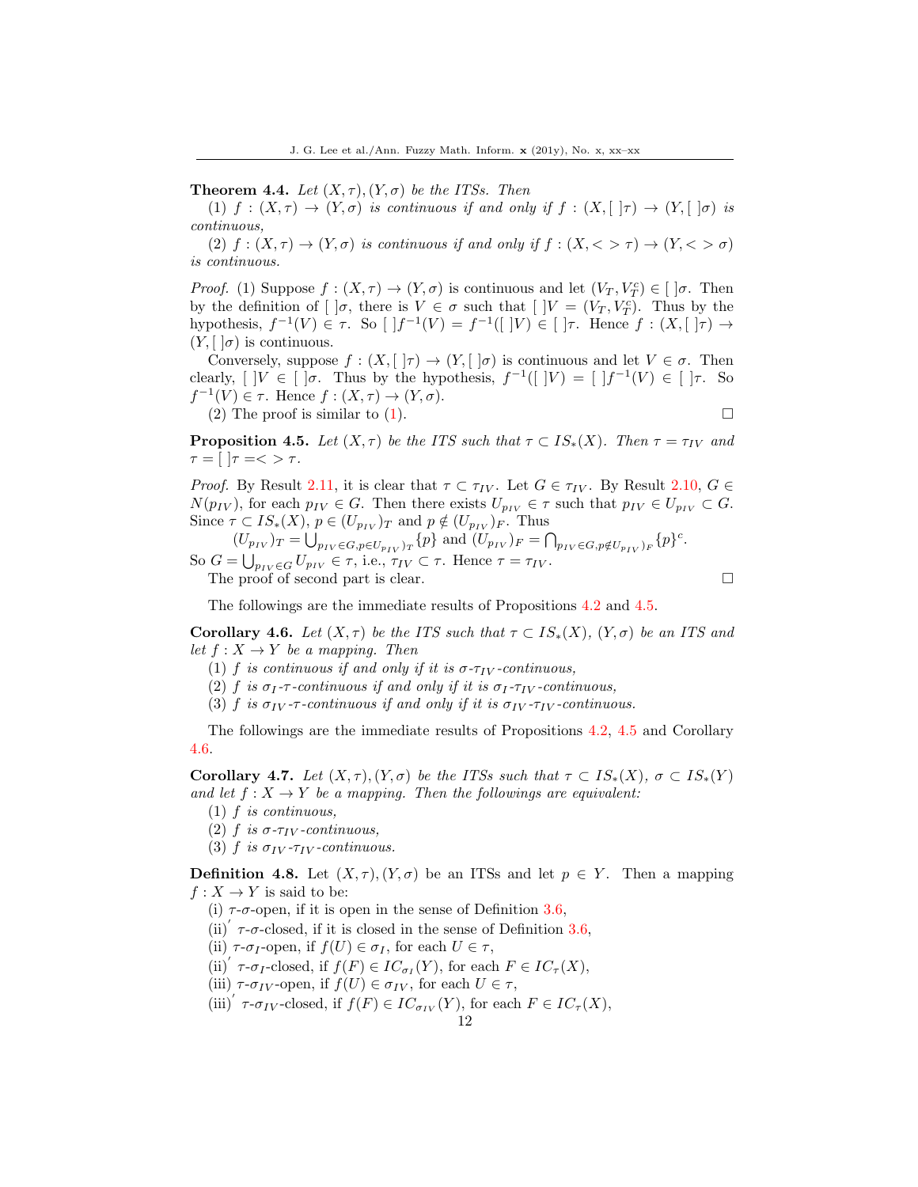**Theorem 4.4.** *Let $(X, \tau), (Y, \sigma)$ be the ITSs. Then*

(1) *$f : (X, \tau) \to (Y, \sigma)$ is continuous if and only if $f : (X, [\,]\tau) \to (Y, [\,]\sigma)$ is continuous,*

(2) *$f : (X, \tau) \to (Y, \sigma)$ is continuous if and only if $f : (X, <> \tau) \to (Y, <> \sigma)$ is continuous.*

*Proof.* (1) Suppose $f : (X, \tau) \to (Y, \sigma)$ is continuous and let $(V_T, V_T^c) \in [\,]\sigma$. Then by the definition of $[\,]\sigma$, there is $V \in \sigma$ such that $[\,]V = (V_T, V_T^c)$. Thus by the hypothesis, $f^{-1}(V) \in \tau$. So $[\,]f^{-1}(V) = f^{-1}([\,]V) \in [\,]\tau$. Hence $f : (X, [\,]\tau) \to (Y, [\,]\sigma)$ is continuous.

Conversely, suppose $f : (X, [\,]\tau) \to (Y, [\,]\sigma)$ is continuous and let $V \in \sigma$. Then clearly, $[\,]V \in [\,]\sigma$. Thus by the hypothesis, $f^{-1}([\,]V) = [\,]f^{-1}(V) \in [\,]\tau$. So $f^{-1}(V) \in \tau$. Hence $f : (X, \tau) \to (Y, \sigma)$.

(2) The proof is similar to (1). □

**Proposition 4.5.** *Let $(X, \tau)$ be the ITS such that $\tau \subset IS_*(X)$. Then $\tau = \tau_{IV}$ and $\tau = [\,]\tau = <> \tau$.*

*Proof.* By Result 2.11, it is clear that $\tau \subset \tau_{IV}$. Let $G \in \tau_{IV}$. By Result 2.10, $G \in N(p_{IV})$, for each $p_{IV} \in G$. Then there exists $U_{p_{IV}} \in \tau$ such that $p_{IV} \in U_{p_{IV}} \subset G$. Since $\tau \subset IS_*(X)$, $p \in (U_{p_{IV}})_T$ and $p \notin (U_{p_{IV}})_F$. Thus

$(U_{p_{IV}})_T = \bigcup_{p_{IV} \in G, p \in (U_{p_{IV}})_T} \{p\}$ and $(U_{p_{IV}})_F = \bigcap_{p_{IV} \in G, p \notin (U_{p_{IV}})_F} \{p\}^c$.

So $G = \bigcup_{p_{IV} \in G} U_{p_{IV}} \in \tau$, i.e., $\tau_{IV} \subset \tau$. Hence $\tau = \tau_{IV}$.

The proof of second part is clear. □

The followings are the immediate results of Propositions 4.2 and 4.5.

**Corollary 4.6.** *Let $(X, \tau)$ be the ITS such that $\tau \subset IS_*(X)$, $(Y, \sigma)$ be an ITS and let $f : X \to Y$ be a mapping. Then*

(1) *$f$ is continuous if and only if it is $\sigma$-$\tau_{IV}$-continuous,*

(2) *$f$ is $\sigma_I$-$\tau$-continuous if and only if it is $\sigma_I$-$\tau_{IV}$-continuous,*

(3) *$f$ is $\sigma_{IV}$-$\tau$-continuous if and only if it is $\sigma_{IV}$-$\tau_{IV}$-continuous.*

The followings are the immediate results of Propositions 4.2, 4.5 and Corollary 4.6.

**Corollary 4.7.** *Let $(X, \tau), (Y, \sigma)$ be the ITSs such that $\tau \subset IS_*(X)$, $\sigma \subset IS_*(Y)$ and let $f : X \to Y$ be a mapping. Then the followings are equivalent:*

(1) *$f$ is continuous,*

(2) *$f$ is $\sigma$-$\tau_{IV}$-continuous,*

(3) *$f$ is $\sigma_{IV}$-$\tau_{IV}$-continuous.*

**Definition 4.8.** Let $(X, \tau), (Y, \sigma)$ be an ITSs and let $p \in Y$. Then a mapping $f : X \to Y$ is said to be:

(i) $\tau$-$\sigma$-open, if it is open in the sense of Definition 3.6,

(ii)$'$ $\tau$-$\sigma$-closed, if it is closed in the sense of Definition 3.6,

(ii) $\tau$-$\sigma_I$-open, if $f(U) \in \sigma_I$, for each $U \in \tau$,

(ii)$'$ $\tau$-$\sigma_I$-closed, if $f(F) \in IC_{\sigma_I}(Y)$, for each $F \in IC_\tau(X)$,

(iii) $\tau$-$\sigma_{IV}$-open, if $f(U) \in \sigma_{IV}$, for each $U \in \tau$,

(iii)$'$ $\tau$-$\sigma_{IV}$-closed, if $f(F) \in IC_{\sigma_{IV}}(Y)$, for each $F \in IC_\tau(X)$,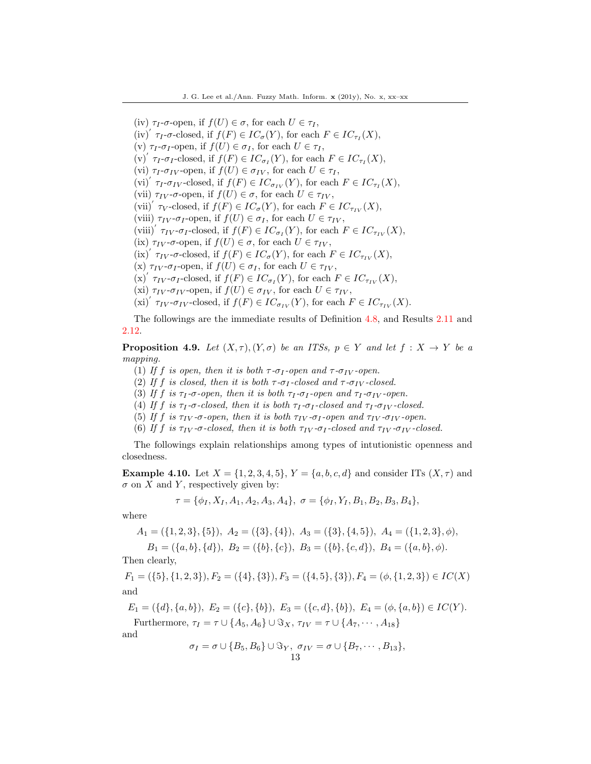(iv) $\tau_I$-$\sigma$-open, if $f(U) \in \sigma$, for each $U \in \tau_I$,  
(iv)$'$ $\tau_I$-$\sigma$-closed, if $f(F) \in IC_\sigma(Y)$, for each $F \in IC_{\tau_I}(X)$,  
(v) $\tau_I$-$\sigma_I$-open, if $f(U) \in \sigma_I$, for each $U \in \tau_I$,  
(v)$'$ $\tau_I$-$\sigma_I$-closed, if $f(F) \in IC_{\sigma_I}(Y)$, for each $F \in IC_{\tau_I}(X)$,  
(vi) $\tau_I$-$\sigma_{IV}$-open, if $f(U) \in \sigma_{IV}$, for each $U \in \tau_I$,  
(vi)$'$ $\tau_I$-$\sigma_{IV}$-closed, if $f(F) \in IC_{\sigma_{IV}}(Y)$, for each $F \in IC_{\tau_I}(X)$,  
(vii) $\tau_{IV}$-$\sigma$-open, if $f(U) \in \sigma$, for each $U \in \tau_{IV}$,  
(vii)$'$ $\tau_V$-closed, if $f(F) \in IC_\sigma(Y)$, for each $F \in IC_{\tau_{IV}}(X)$,  
(viii) $\tau_{IV}$-$\sigma_I$-open, if $f(U) \in \sigma_I$, for each $U \in \tau_{IV}$,  
(viii)$'$ $\tau_{IV}$-$\sigma_I$-closed, if $f(F) \in IC_{\sigma_I}(Y)$, for each $F \in IC_{\tau_{IV}}(X)$,  
(ix) $\tau_{IV}$-$\sigma$-open, if $f(U) \in \sigma$, for each $U \in \tau_{IV}$,  
(ix)$'$ $\tau_{IV}$-$\sigma$-closed, if $f(F) \in IC_\sigma(Y)$, for each $F \in IC_{\tau_{IV}}(X)$,  
(x) $\tau_{IV}$-$\sigma_I$-open, if $f(U) \in \sigma_I$, for each $U \in \tau_{IV}$,  
(x)$'$ $\tau_{IV}$-$\sigma_I$-closed, if $f(F) \in IC_{\sigma_I}(Y)$, for each $F \in IC_{\tau_{IV}}(X)$,  
(xi) $\tau_{IV}$-$\sigma_{IV}$-open, if $f(U) \in \sigma_{IV}$, for each $U \in \tau_{IV}$,  
(xi)$'$ $\tau_{IV}$-$\sigma_{IV}$-closed, if $f(F) \in IC_{\sigma_{IV}}(Y)$, for each $F \in IC_{\tau_{IV}}(X)$.

The followings are the immediate results of Definition 4.8, and Results 2.11 and 2.12.

**Proposition 4.9.** *Let $(X, \tau), (Y, \sigma)$ be an ITSs, $p \in Y$ and let $f : X \to Y$ be a mapping.*

*(1) If $f$ is open, then it is both $\tau$-$\sigma_I$-open and $\tau$-$\sigma_{IV}$-open.*  
*(2) If $f$ is closed, then it is both $\tau$-$\sigma_I$-closed and $\tau$-$\sigma_{IV}$-closed.*  
*(3) If $f$ is $\tau_I$-$\sigma$-open, then it is both $\tau_I$-$\sigma_I$-open and $\tau_I$-$\sigma_{IV}$-open.*  
*(4) If $f$ is $\tau_I$-$\sigma$-closed, then it is both $\tau_I$-$\sigma_I$-closed and $\tau_I$-$\sigma_{IV}$-closed.*  
*(5) If $f$ is $\tau_{IV}$-$\sigma$-open, then it is both $\tau_{IV}$-$\sigma_I$-open and $\tau_{IV}$-$\sigma_{IV}$-open.*  
*(6) If $f$ is $\tau_{IV}$-$\sigma$-closed, then it is both $\tau_{IV}$-$\sigma_I$-closed and $\tau_{IV}$-$\sigma_{IV}$-closed.*

The followings explain relationships among types of intutionistic openness and closedness.

**Example 4.10.** Let $X = \{1, 2, 3, 4, 5\}$, $Y = \{a, b, c, d\}$ and consider ITs $(X, \tau)$ and $\sigma$ on $X$ and $Y$, respectively given by:

$$\tau = \{\phi_I, X_I, A_1, A_2, A_3, A_4\},\ \sigma = \{\phi_I, Y_I, B_1, B_2, B_3, B_4\},$$

where

$$A_1 = (\{1, 2, 3\}, \{5\}),\ A_2 = (\{3\}, \{4\}),\ A_3 = (\{3\}, \{4, 5\}),\ A_4 = (\{1, 2, 3\}, \phi),$$

$$B_1 = (\{a, b\}, \{d\}),\ B_2 = (\{b\}, \{c\}),\ B_3 = (\{b\}, \{c, d\}),\ B_4 = (\{a, b\}, \phi).$$

Then clearly,

$$F_1 = (\{5\}, \{1, 2, 3\}), F_2 = (\{4\}, \{3\}), F_3 = (\{4, 5\}, \{3\}), F_4 = (\phi, \{1, 2, 3\}) \in IC(X)$$

and

$$E_1 = (\{d\}, \{a, b\}),\ E_2 = (\{c\}, \{b\}),\ E_3 = (\{c, d\}, \{b\}),\ E_4 = (\phi, \{a, b\}) \in IC(Y).$$

Furthermore, $\tau_I = \tau \cup \{A_5, A_6\} \cup \Im_X$, $\tau_{IV} = \tau \cup \{A_7, \cdots, A_{18}\}$

and

$$\sigma_I = \sigma \cup \{B_5, B_6\} \cup \Im_Y,\ \sigma_{IV} = \sigma \cup \{B_7, \cdots, B_{13}\},$$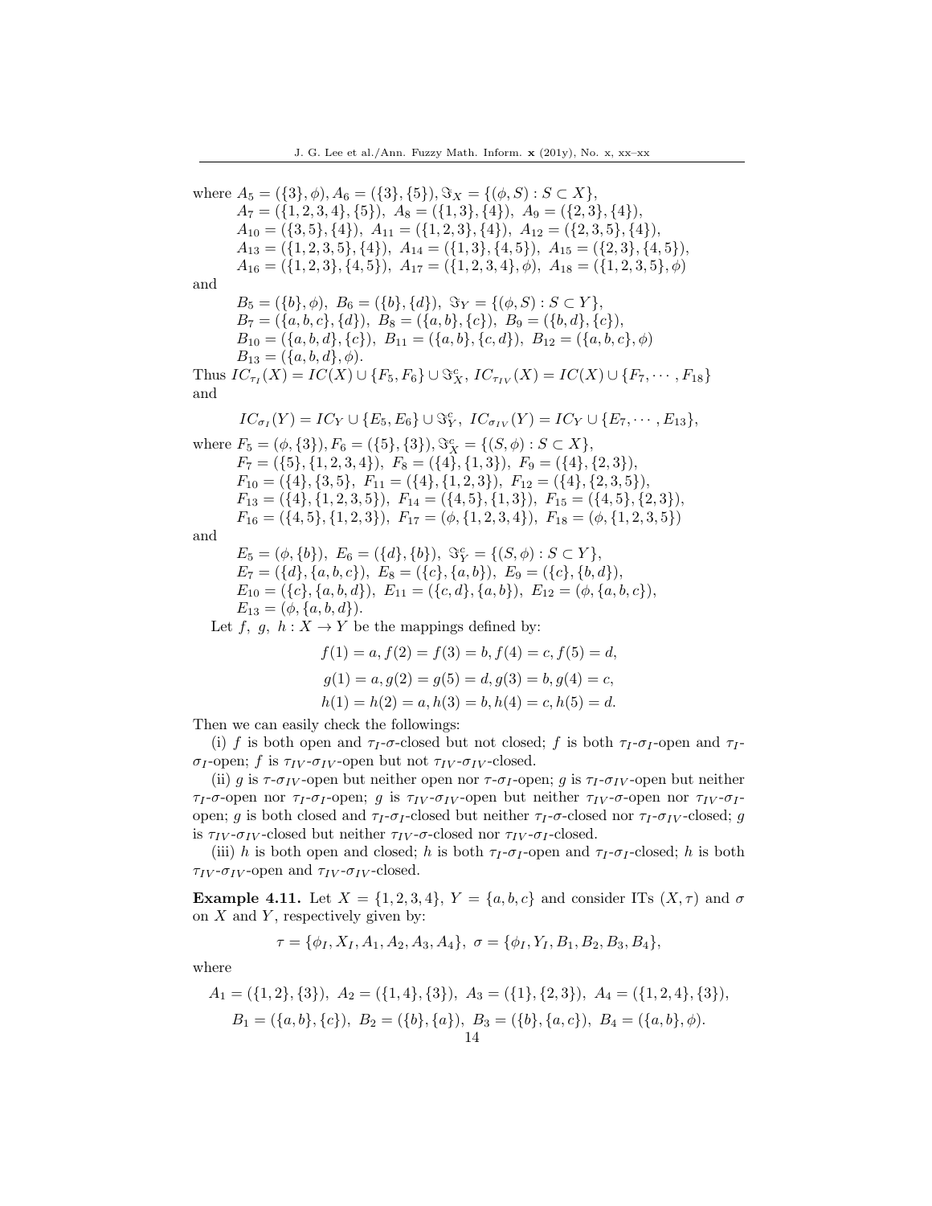where $A_5 = (\{3\}, \phi), A_6 = (\{3\}, \{5\}), \Im_X = \{(\phi, S) : S \subset X\}$,

$A_7 = (\{1, 2, 3, 4\}, \{5\}),\ A_8 = (\{1, 3\}, \{4\}),\ A_9 = (\{2, 3\}, \{4\})$,
$A_{10} = (\{3, 5\}, \{4\}),\ A_{11} = (\{1, 2, 3\}, \{4\}),\ A_{12} = (\{2, 3, 5\}, \{4\})$,
$A_{13} = (\{1, 2, 3, 5\}, \{4\}),\ A_{14} = (\{1, 3\}, \{4, 5\}),\ A_{15} = (\{2, 3\}, \{4, 5\})$,
$A_{16} = (\{1, 2, 3\}, \{4, 5\}),\ A_{17} = (\{1, 2, 3, 4\}, \phi),\ A_{18} = (\{1, 2, 3, 5\}, \phi)$

and

$B_5 = (\{b\}, \phi),\ B_6 = (\{b\}, \{d\}),\ \Im_Y = \{(\phi, S) : S \subset Y\}$,
$B_7 = (\{a, b, c\}, \{d\}),\ B_8 = (\{a, b\}, \{c\}),\ B_9 = (\{b, d\}, \{c\})$,
$B_{10} = (\{a, b, d\}, \{c\}),\ B_{11} = (\{a, b\}, \{c, d\}),\ B_{12} = (\{a, b, c\}, \phi)$
$B_{13} = (\{a, b, d\}, \phi)$.

Thus $IC_{\tau_I}(X) = IC(X) \cup \{F_5, F_6\} \cup \Im^c_X,\ IC_{\tau_{IV}}(X) = IC(X) \cup \{F_7, \cdots, F_{18}\}$ and

$$IC_{\sigma_I}(Y) = IC_Y \cup \{E_5, E_6\} \cup \Im^c_Y,\ IC_{\sigma_{IV}}(Y) = IC_Y \cup \{E_7, \cdots, E_{13}\},$$

where $F_5 = (\phi, \{3\}), F_6 = (\{5\}, \{3\}), \Im^c_X = \{(S, \phi) : S \subset X\}$,

$F_7 = (\{5\}, \{1, 2, 3, 4\}),\ F_8 = (\{4\}, \{1, 3\}),\ F_9 = (\{4\}, \{2, 3\})$,
$F_{10} = (\{4\}, \{3, 5\},\ F_{11} = (\{4\}, \{1, 2, 3\}),\ F_{12} = (\{4\}, \{2, 3, 5\})$,
$F_{13} = (\{4\}, \{1, 2, 3, 5\}),\ F_{14} = (\{4, 5\}, \{1, 3\}),\ F_{15} = (\{4, 5\}, \{2, 3\})$,
$F_{16} = (\{4, 5\}, \{1, 2, 3\}),\ F_{17} = (\phi, \{1, 2, 3, 4\}),\ F_{18} = (\phi, \{1, 2, 3, 5\})$

and

$E_5 = (\phi, \{b\}),\ E_6 = (\{d\}, \{b\}),\ \Im^c_Y = \{(S, \phi) : S \subset Y\}$,
$E_7 = (\{d\}, \{a, b, c\}),\ E_8 = (\{c\}, \{a, b\}),\ E_9 = (\{c\}, \{b, d\})$,
$E_{10} = (\{c\}, \{a, b, d\}),\ E_{11} = (\{c, d\}, \{a, b\}),\ E_{12} = (\phi, \{a, b, c\})$,
$E_{13} = (\phi, \{a, b, d\})$.

Let $f,\ g,\ h : X \to Y$ be the mappings defined by:

$$f(1) = a, f(2) = f(3) = b, f(4) = c, f(5) = d,$$

$$g(1) = a, g(2) = g(5) = d, g(3) = b, g(4) = c,$$

$$h(1) = h(2) = a, h(3) = b, h(4) = c, h(5) = d.$$

Then we can easily check the followings:

(i) $f$ is both open and $\tau_I$-$\sigma$-closed but not closed; $f$ is both $\tau_I$-$\sigma_I$-open and $\tau_I$-$\sigma_I$-open; $f$ is $\tau_{IV}$-$\sigma_{IV}$-open but not $\tau_{IV}$-$\sigma_{IV}$-closed.

(ii) $g$ is $\tau$-$\sigma_{IV}$-open but neither open nor $\tau$-$\sigma_I$-open; $g$ is $\tau_I$-$\sigma_{IV}$-open but neither $\tau_I$-$\sigma$-open nor $\tau_I$-$\sigma_I$-open; $g$ is $\tau_{IV}$-$\sigma_{IV}$-open but neither $\tau_{IV}$-$\sigma$-open nor $\tau_{IV}$-$\sigma_I$-open; $g$ is both closed and $\tau_I$-$\sigma_I$-closed but neither $\tau_I$-$\sigma$-closed nor $\tau_I$-$\sigma_{IV}$-closed; $g$ is $\tau_{IV}$-$\sigma_{IV}$-closed but neither $\tau_{IV}$-$\sigma$-closed nor $\tau_{IV}$-$\sigma_I$-closed.

(iii) $h$ is both open and closed; $h$ is both $\tau_I$-$\sigma_I$-open and $\tau_I$-$\sigma_I$-closed; $h$ is both $\tau_{IV}$-$\sigma_{IV}$-open and $\tau_{IV}$-$\sigma_{IV}$-closed.

**Example 4.11.** Let $X = \{1, 2, 3, 4\}$, $Y = \{a, b, c\}$ and consider ITs $(X, \tau)$ and $\sigma$ on $X$ and $Y$, respectively given by:

$$\tau = \{\phi_I, X_I, A_1, A_2, A_3, A_4\},\ \sigma = \{\phi_I, Y_I, B_1, B_2, B_3, B_4\},$$

where

$$A_1 = (\{1, 2\}, \{3\}),\ A_2 = (\{1, 4\}, \{3\}),\ A_3 = (\{1\}, \{2, 3\}),\ A_4 = (\{1, 2, 4\}, \{3\}),$$

$$B_1 = (\{a, b\}, \{c\}),\ B_2 = (\{b\}, \{a\}),\ B_3 = (\{b\}, \{a, c\}),\ B_4 = (\{a, b\}, \phi).$$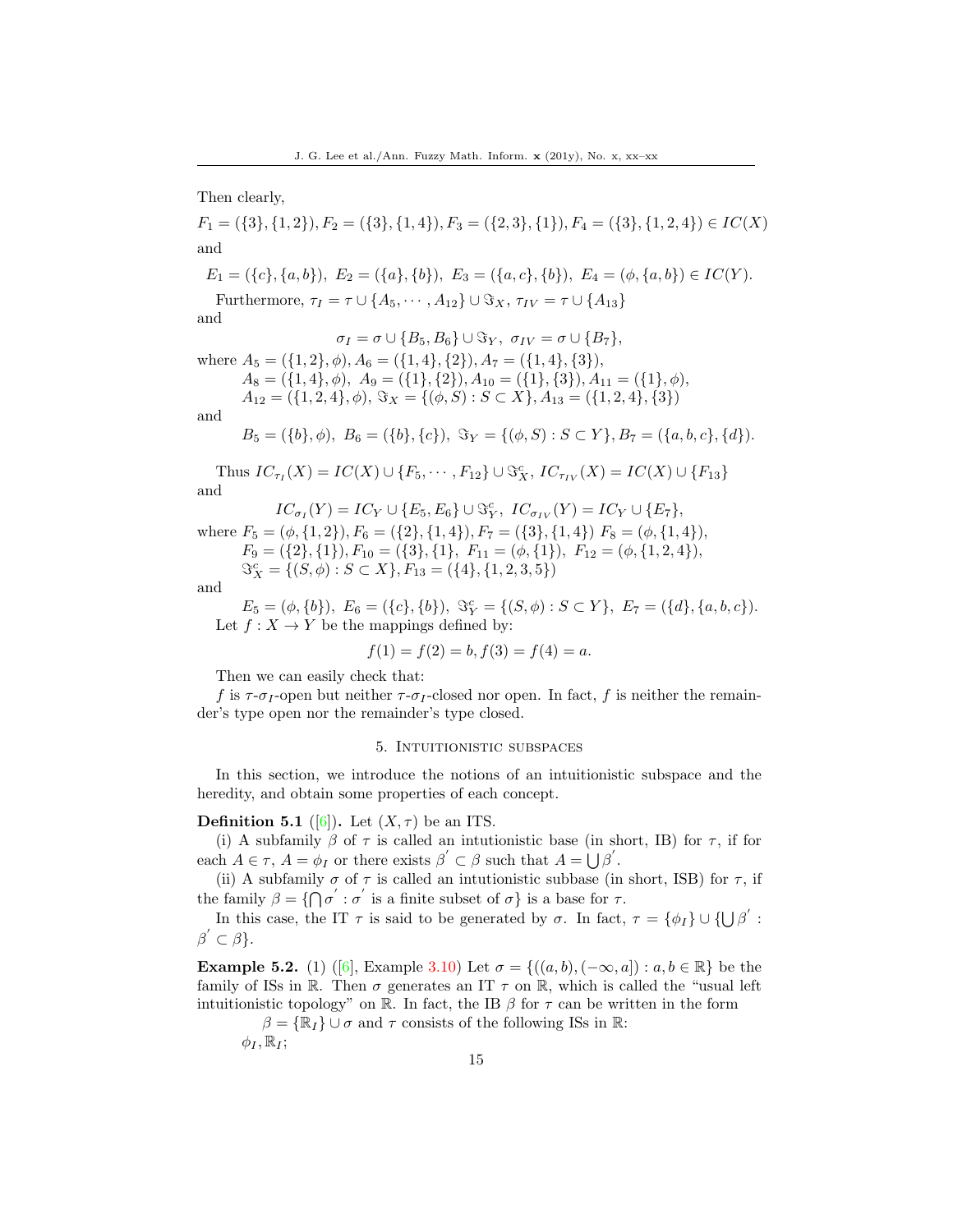Then clearly,

$$F_1 = (\{3\}, \{1, 2\}), F_2 = (\{3\}, \{1, 4\}), F_3 = (\{2, 3\}, \{1\}), F_4 = (\{3\}, \{1, 2, 4\}) \in IC(X)$$

and

$$E_1 = (\{c\}, \{a, b\}),\ E_2 = (\{a\}, \{b\}),\ E_3 = (\{a, c\}, \{b\}),\ E_4 = (\phi, \{a, b\}) \in IC(Y).$$

Furthermore, $\tau_I = \tau \cup \{A_5, \cdots, A_{12}\} \cup \Im_X$, $\tau_{IV} = \tau \cup \{A_{13}\}$ and

$$\sigma_I = \sigma \cup \{B_5, B_6\} \cup \Im_Y,\ \sigma_{IV} = \sigma \cup \{B_7\},$$

where $A_5 = (\{1, 2\}, \phi), A_6 = (\{1, 4\}, \{2\}), A_7 = (\{1, 4\}, \{3\}),$
$A_8 = (\{1, 4\}, \phi),\ A_9 = (\{1\}, \{2\}), A_{10} = (\{1\}, \{3\}), A_{11} = (\{1\}, \phi),$
$A_{12} = (\{1, 2, 4\}, \phi), \Im_X = \{(\phi, S) : S \subset X\}, A_{13} = (\{1, 2, 4\}, \{3\})$

and

$$B_5 = (\{b\}, \phi),\ B_6 = (\{b\}, \{c\}),\ \Im_Y = \{(\phi, S) : S \subset Y\}, B_7 = (\{a, b, c\}, \{d\}).$$

Thus $IC_{\tau_I}(X) = IC(X) \cup \{F_5, \cdots, F_{12}\} \cup \Im^c_X$, $IC_{\tau_{IV}}(X) = IC(X) \cup \{F_{13}\}$ and

$$IC_{\sigma_I}(Y) = IC_Y \cup \{E_5, E_6\} \cup \Im^c_Y,\ IC_{\sigma_{IV}}(Y) = IC_Y \cup \{E_7\},$$

where $F_5 = (\phi, \{1, 2\}), F_6 = (\{2\}, \{1, 4\}), F_7 = (\{3\}, \{1, 4\})\ F_8 = (\phi, \{1, 4\}),$
$F_9 = (\{2\}, \{1\}), F_{10} = (\{3\}, \{1\},\ F_{11} = (\phi, \{1\}),\ F_{12} = (\phi, \{1, 2, 4\}),$
$\Im^c_X = \{(S, \phi) : S \subset X\}, F_{13} = (\{4\}, \{1, 2, 3, 5\})$

and

$$E_5 = (\phi, \{b\}),\ E_6 = (\{c\}, \{b\}),\ \Im^c_Y = \{(S, \phi) : S \subset Y\},\ E_7 = (\{d\}, \{a, b, c\}).$$

Let $f : X \to Y$ be the mappings defined by:

$$f(1) = f(2) = b, f(3) = f(4) = a.$$

Then we can easily check that:

$f$ is $\tau$-$\sigma_I$-open but neither $\tau$-$\sigma_I$-closed nor open. In fact, $f$ is neither the remainder's type open nor the remainder's type closed.

## 5. Intuitionistic subspaces

In this section, we introduce the notions of an intuitionistic subspace and the heredity, and obtain some properties of each concept.

**Definition 5.1** ([6]). Let $(X, \tau)$ be an ITS.

(i) A subfamily $\beta$ of $\tau$ is called an intutionistic base (in short, IB) for $\tau$, if for each $A \in \tau$, $A = \phi_I$ or there exists $\beta' \subset \beta$ such that $A = \bigcup \beta'$.

(ii) A subfamily $\sigma$ of $\tau$ is called an intutionistic subbase (in short, ISB) for $\tau$, if the family $\beta = \{\bigcap \sigma' : \sigma'$ is a finite subset of $\sigma\}$ is a base for $\tau$.

In this case, the IT $\tau$ is said to be generated by $\sigma$. In fact, $\tau = \{\phi_I\} \cup \{\bigcup \beta' : \beta' \subset \beta\}$.

**Example 5.2.** (1) ([6], Example 3.10) Let $\sigma = \{((a, b), (-\infty, a]) : a, b \in \mathbb{R}\}$ be the family of ISs in $\mathbb{R}$. Then $\sigma$ generates an IT $\tau$ on $\mathbb{R}$, which is called the "usual left intuitionistic topology" on $\mathbb{R}$. In fact, the IB $\beta$ for $\tau$ can be written in the form

$\beta = \{\mathbb{R}_I\} \cup \sigma$ and $\tau$ consists of the following ISs in $\mathbb{R}$:

$\phi_I, \mathbb{R}_I$;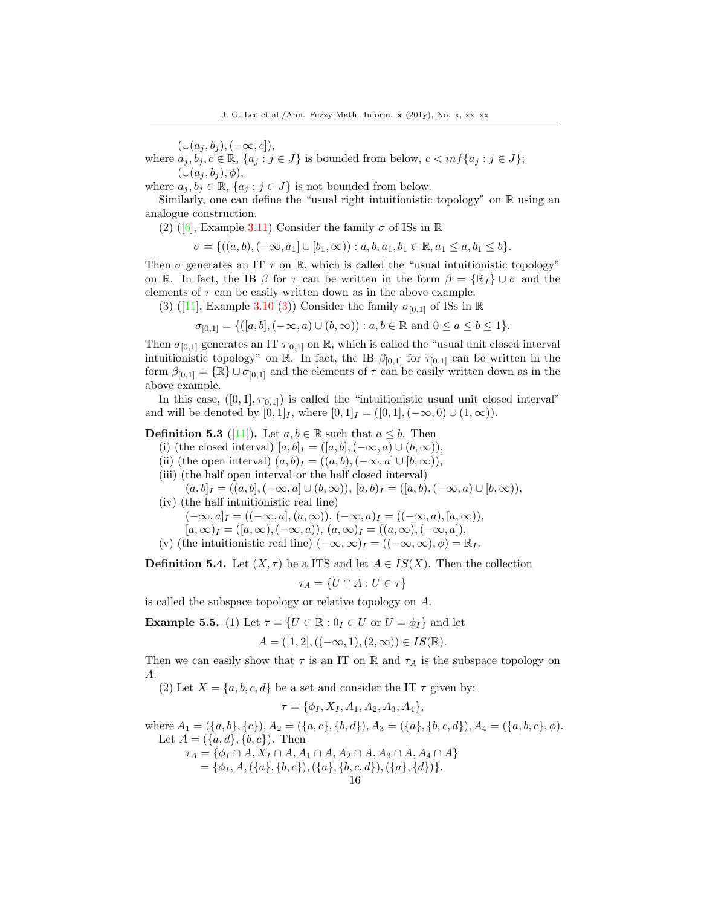$(\cup(a_j, b_j), (-\infty, c])$,

where $a_j, b_j, c \in \mathbb{R}$, $\{a_j : j \in J\}$ is bounded from below, $c < inf\{a_j : j \in J\}$;

$(\cup(a_j, b_j), \phi)$,

where $a_j, b_j \in \mathbb{R}$, $\{a_j : j \in J\}$ is not bounded from below.

Similarly, one can define the "usual right intuitionistic topology" on $\mathbb{R}$ using an analogue construction.

(2) ([6], Example 3.11) Consider the family $\sigma$ of ISs in $\mathbb{R}$

$$\sigma = \{((a, b), (-\infty, a_1] \cup [b_1, \infty)) : a, b, a_1, b_1 \in \mathbb{R}, a_1 \leq a, b_1 \leq b\}.$$

Then $\sigma$ generates an IT $\tau$ on $\mathbb{R}$, which is called the "usual intuitionistic topology" on $\mathbb{R}$. In fact, the IB $\beta$ for $\tau$ can be written in the form $\beta = \{\mathbb{R}_I\} \cup \sigma$ and the elements of $\tau$ can be easily written down as in the above example.

(3) ([11], Example 3.10 (3)) Consider the family $\sigma_{[0,1]}$ of ISs in $\mathbb{R}$

$$\sigma_{[0,1]} = \{([a, b], (-\infty, a) \cup (b, \infty)) : a, b \in \mathbb{R} \text{ and } 0 \leq a \leq b \leq 1\}.$$

Then $\sigma_{[0,1]}$ generates an IT $\tau_{[0,1]}$ on $\mathbb{R}$, which is called the "usual unit closed interval intuitionistic topology" on $\mathbb{R}$. In fact, the IB $\beta_{[0,1]}$ for $\tau_{[0,1]}$ can be written in the form $\beta_{[0,1]} = \{\mathbb{R}\} \cup \sigma_{[0,1]}$ and the elements of $\tau$ can be easily written down as in the above example.

In this case, $([0,1], \tau_{[0,1]})$ is called the "intuitionistic usual unit closed interval" and will be denoted by $[0,1]_I$, where $[0,1]_I = ([0,1], (-\infty, 0) \cup (1, \infty))$.

**Definition 5.3** ([11])**.** Let $a, b \in \mathbb{R}$ such that $a \leq b$. Then

(i) (the closed interval) $[a, b]_I = ([a, b], (-\infty, a) \cup (b, \infty))$,

(ii) (the open interval) $(a, b)_I = ((a, b), (-\infty, a] \cup [b, \infty))$,

(iii) (the half open interval or the half closed interval)

$(a, b]_I = ((a, b], (-\infty, a] \cup (b, \infty))$, $[a, b)_I = ([a, b), (-\infty, a) \cup [b, \infty))$,

(iv) (the half intuitionistic real line)

$(-\infty, a]_I = ((-\infty, a], (a, \infty))$, $(-\infty, a)_I = ((-\infty, a), [a, \infty))$,

$[a, \infty)_I = ([a, \infty), (-\infty, a))$, $(a, \infty)_I = ((a, \infty), (-\infty, a])$,

(v) (the intuitionistic real line) $(-\infty, \infty)_I = ((-\infty, \infty), \phi) = \mathbb{R}_I$.

**Definition 5.4.** Let $(X, \tau)$ be a ITS and let $A \in IS(X)$. Then the collection

$$\tau_A = \{U \cap A : U \in \tau\}$$

is called the subspace topology or relative topology on $A$.

**Example 5.5.** (1) Let $\tau = \{U \subset \mathbb{R} : 0_I \in U \text{ or } U = \phi_I\}$ and let

$$A = ([1, 2], ((-\infty, 1), (2, \infty)) \in IS(\mathbb{R}).$$

Then we can easily show that $\tau$ is an IT on $\mathbb{R}$ and $\tau_A$ is the subspace topology on $A$.

(2) Let $X = \{a, b, c, d\}$ be a set and consider the IT $\tau$ given by:

$$\tau = \{\phi_I, X_I, A_1, A_2, A_3, A_4\},$$

where $A_1 = (\{a, b\}, \{c\})$, $A_2 = (\{a, c\}, \{b, d\})$, $A_3 = (\{a\}, \{b, c, d\})$, $A_4 = (\{a, b, c\}, \phi)$.

Let $A = (\{a, d\}, \{b, c\})$. Then

$$\begin{aligned} \tau_A &= \{\phi_I \cap A, X_I \cap A, A_1 \cap A, A_2 \cap A, A_3 \cap A, A_4 \cap A\} \\ &= \{\phi_I, A, (\{a\}, \{b, c\}), (\{a\}, \{b, c, d\}), (\{a\}, \{d\})\}. \end{aligned}$$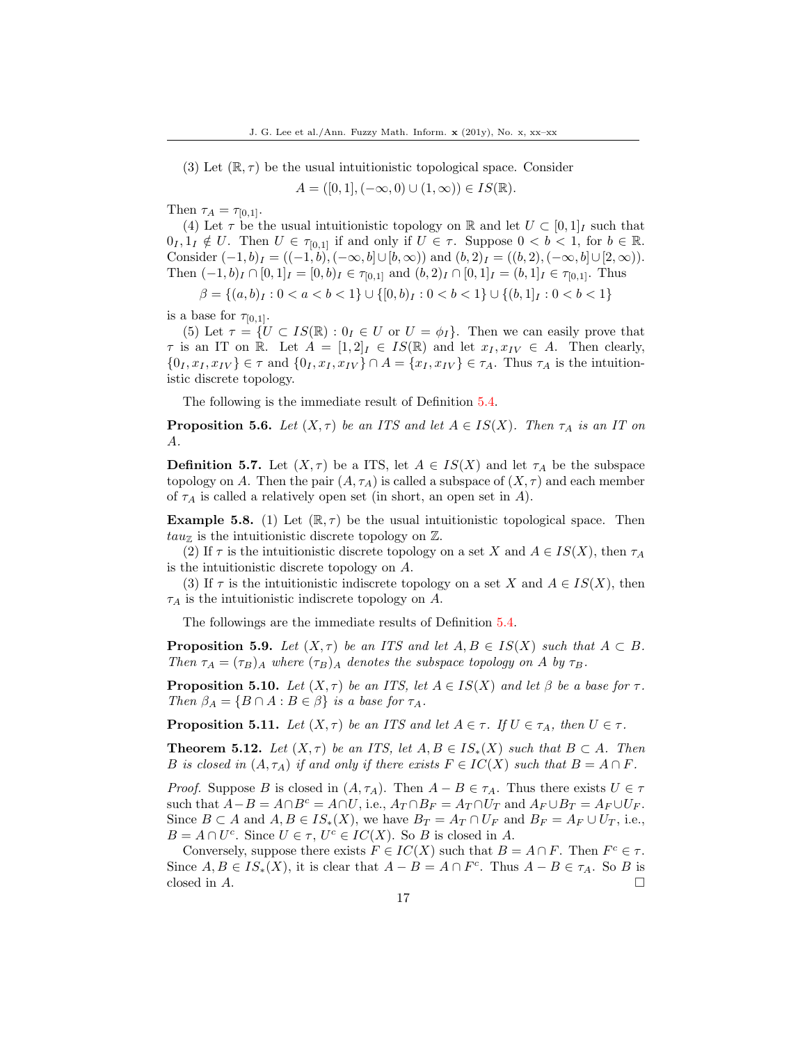(3) Let $(\mathbb{R}, \tau)$ be the usual intuitionistic topological space. Consider

$$A = ([0,1], (-\infty, 0) \cup (1, \infty)) \in IS(\mathbb{R}).$$

Then $\tau_A = \tau_{[0,1]}$.

(4) Let $\tau$ be the usual intuitionistic topology on $\mathbb{R}$ and let $U \subset [0,1]_I$ such that $0_I, 1_I \notin U$. Then $U \in \tau_{[0,1]}$ if and only if $U \in \tau$. Suppose $0 < b < 1$, for $b \in \mathbb{R}$. Consider $(-1, b)_I = ((-1, b), (-\infty, b] \cup [b, \infty))$ and $(b, 2)_I = ((b, 2), (-\infty, b] \cup [2, \infty))$. Then $(-1, b)_I \cap [0,1]_I = [0, b)_I \in \tau_{[0,1]}$ and $(b, 2)_I \cap [0,1]_I = (b, 1]_I \in \tau_{[0,1]}$. Thus

$$\beta = \{(a, b)_I : 0 < a < b < 1\} \cup \{[0, b)_I : 0 < b < 1\} \cup \{(b, 1]_I : 0 < b < 1\}$$

is a base for $\tau_{[0,1]}$.

(5) Let $\tau = \{U \subset IS(\mathbb{R}) : 0_I \in U \text{ or } U = \phi_I\}$. Then we can easily prove that $\tau$ is an IT on $\mathbb{R}$. Let $A = [1,2]_I \in IS(\mathbb{R})$ and let $x_I, x_{IV} \in A$. Then clearly, $\{0_I, x_I, x_{IV}\} \in \tau$ and $\{0_I, x_I, x_{IV}\} \cap A = \{x_I, x_{IV}\} \in \tau_A$. Thus $\tau_A$ is the intuitionistic discrete topology.

The following is the immediate result of Definition 5.4.

**Proposition 5.6.** *Let $(X, \tau)$ be an ITS and let $A \in IS(X)$. Then $\tau_A$ is an IT on $A$.*

**Definition 5.7.** Let $(X, \tau)$ be a ITS, let $A \in IS(X)$ and let $\tau_A$ be the subspace topology on $A$. Then the pair $(A, \tau_A)$ is called a subspace of $(X, \tau)$ and each member of $\tau_A$ is called a relatively open set (in short, an open set in $A$).

**Example 5.8.** (1) Let $(\mathbb{R}, \tau)$ be the usual intuitionistic topological space. Then $tau_{\mathbb{Z}}$ is the intuitionistic discrete topology on $\mathbb{Z}$.

(2) If $\tau$ is the intuitionistic discrete topology on a set $X$ and $A \in IS(X)$, then $\tau_A$ is the intuitionistic discrete topology on $A$.

(3) If $\tau$ is the intuitionistic indiscrete topology on a set $X$ and $A \in IS(X)$, then $\tau_A$ is the intuitionistic indiscrete topology on $A$.

The followings are the immediate results of Definition 5.4.

**Proposition 5.9.** *Let $(X, \tau)$ be an ITS and let $A, B \in IS(X)$ such that $A \subset B$. Then $\tau_A = (\tau_B)_A$ where $(\tau_B)_A$ denotes the subspace topology on $A$ by $\tau_B$.*

**Proposition 5.10.** *Let $(X, \tau)$ be an ITS, let $A \in IS(X)$ and let $\beta$ be a base for $\tau$. Then $\beta_A = \{B \cap A : B \in \beta\}$ is a base for $\tau_A$.*

**Proposition 5.11.** *Let $(X, \tau)$ be an ITS and let $A \in \tau$. If $U \in \tau_A$, then $U \in \tau$.*

**Theorem 5.12.** *Let $(X, \tau)$ be an ITS, let $A, B \in IS_*(X)$ such that $B \subset A$. Then $B$ is closed in $(A, \tau_A)$ if and only if there exists $F \in IC(X)$ such that $B = A \cap F$.*

*Proof.* Suppose $B$ is closed in $(A, \tau_A)$. Then $A - B \in \tau_A$. Thus there exists $U \in \tau$ such that $A - B = A \cap B^c = A \cap U$, i.e., $A_T \cap B_F = A_T \cap U_T$ and $A_F \cup B_T = A_F \cup U_F$. Since $B \subset A$ and $A, B \in IS_*(X)$, we have $B_T = A_T \cap U_F$ and $B_F = A_F \cup U_T$, i.e., $B = A \cap U^c$. Since $U \in \tau$, $U^c \in IC(X)$. So $B$ is closed in $A$.

Conversely, suppose there exists $F \in IC(X)$ such that $B = A \cap F$. Then $F^c \in \tau$. Since $A, B \in IS_*(X)$, it is clear that $A - B = A \cap F^c$. Thus $A - B \in \tau_A$. So $B$ is closed in $A$. □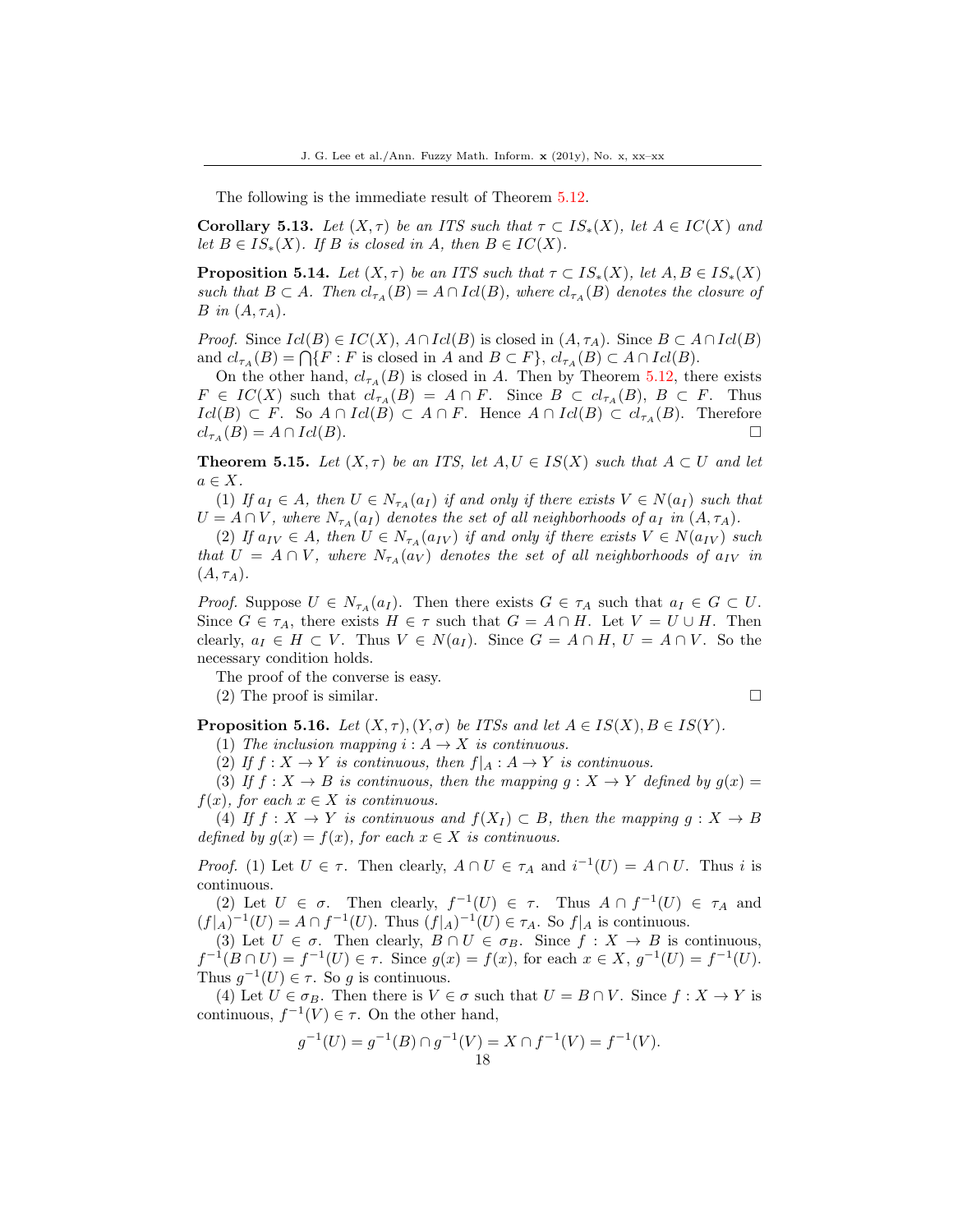The following is the immediate result of Theorem 5.12.

**Corollary 5.13.** *Let $(X, \tau)$ be an ITS such that $\tau \subset IS_*(X)$, let $A \in IC(X)$ and let $B \in IS_*(X)$. If $B$ is closed in $A$, then $B \in IC(X)$.*

**Proposition 5.14.** *Let $(X, \tau)$ be an ITS such that $\tau \subset IS_*(X)$, let $A, B \in IS_*(X)$ such that $B \subset A$. Then $cl_{\tau_A}(B) = A \cap Icl(B)$, where $cl_{\tau_A}(B)$ denotes the closure of $B$ in $(A, \tau_A)$.*

*Proof.* Since $Icl(B) \in IC(X)$, $A \cap Icl(B)$ is closed in $(A, \tau_A)$. Since $B \subset A \cap Icl(B)$ and $cl_{\tau_A}(B) = \bigcap\{F : F \text{ is closed in } A \text{ and } B \subset F\}$, $cl_{\tau_A}(B) \subset A \cap Icl(B)$.

On the other hand, $cl_{\tau_A}(B)$ is closed in $A$. Then by Theorem 5.12, there exists $F \in IC(X)$ such that $cl_{\tau_A}(B) = A \cap F$. Since $B \subset cl_{\tau_A}(B)$, $B \subset F$. Thus $Icl(B) \subset F$. So $A \cap Icl(B) \subset A \cap F$. Hence $A \cap Icl(B) \subset cl_{\tau_A}(B)$. Therefore $cl_{\tau_A}(B) = A \cap Icl(B)$. □

**Theorem 5.15.** *Let $(X, \tau)$ be an ITS, let $A, U \in IS(X)$ such that $A \subset U$ and let $a \in X$.*

*(1) If $a_I \in A$, then $U \in N_{\tau_A}(a_I)$ if and only if there exists $V \in N(a_I)$ such that $U = A \cap V$, where $N_{\tau_A}(a_I)$ denotes the set of all neighborhoods of $a_I$ in $(A, \tau_A)$.*

*(2) If $a_{IV} \in A$, then $U \in N_{\tau_A}(a_{IV})$ if and only if there exists $V \in N(a_{IV})$ such that $U = A \cap V$, where $N_{\tau_A}(a_V)$ denotes the set of all neighborhoods of $a_{IV}$ in $(A, \tau_A)$.*

*Proof.* Suppose $U \in N_{\tau_A}(a_I)$. Then there exists $G \in \tau_A$ such that $a_I \in G \subset U$. Since $G \in \tau_A$, there exists $H \in \tau$ such that $G = A \cap H$. Let $V = U \cup H$. Then clearly, $a_I \in H \subset V$. Thus $V \in N(a_I)$. Since $G = A \cap H$, $U = A \cap V$. So the necessary condition holds.

The proof of the converse is easy.

(2) The proof is similar. □

**Proposition 5.16.** *Let $(X, \tau), (Y, \sigma)$ be ITSs and let $A \in IS(X), B \in IS(Y)$.*

*(1) The inclusion mapping $i : A \to X$ is continuous.*

*(2) If $f : X \to Y$ is continuous, then $f|_A : A \to Y$ is continuous.*

*(3) If $f : X \to B$ is continuous, then the mapping $g : X \to Y$ defined by $g(x) = f(x)$, for each $x \in X$ is continuous.*

*(4) If $f : X \to Y$ is continuous and $f(X_I) \subset B$, then the mapping $g : X \to B$ defined by $g(x) = f(x)$, for each $x \in X$ is continuous.*

*Proof.* (1) Let $U \in \tau$. Then clearly, $A \cap U \in \tau_A$ and $i^{-1}(U) = A \cap U$. Thus $i$ is continuous.

(2) Let $U \in \sigma$. Then clearly, $f^{-1}(U) \in \tau$. Thus $A \cap f^{-1}(U) \in \tau_A$ and $(f|_A)^{-1}(U) = A \cap f^{-1}(U)$. Thus $(f|_A)^{-1}(U) \in \tau_A$. So $f|_A$ is continuous.

(3) Let $U \in \sigma$. Then clearly, $B \cap U \in \sigma_B$. Since $f : X \to B$ is continuous, $f^{-1}(B \cap U) = f^{-1}(U) \in \tau$. Since $g(x) = f(x)$, for each $x \in X$, $g^{-1}(U) = f^{-1}(U)$. Thus $g^{-1}(U) \in \tau$. So $g$ is continuous.

(4) Let $U \in \sigma_B$. Then there is $V \in \sigma$ such that $U = B \cap V$. Since $f : X \to Y$ is continuous, $f^{-1}(V) \in \tau$. On the other hand,

$$g^{-1}(U) = g^{-1}(B) \cap g^{-1}(V) = X \cap f^{-1}(V) = f^{-1}(V).$$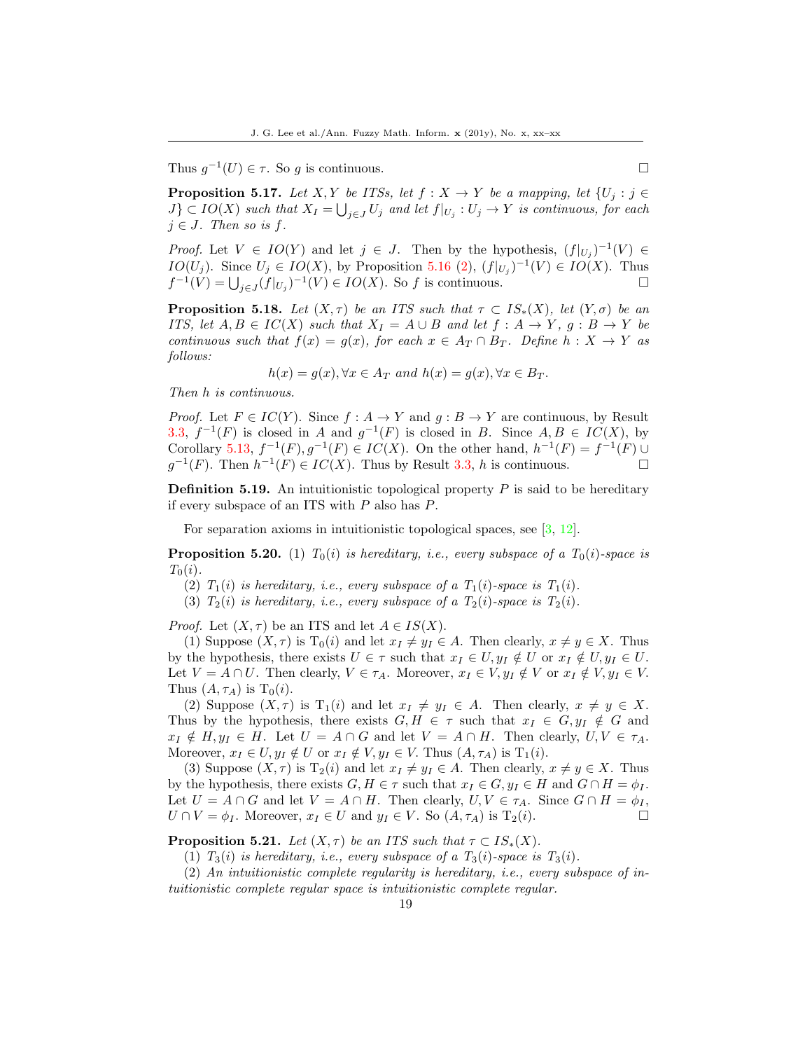Thus $g^{-1}(U) \in \tau$. So $g$ is continuous. $\square$

**Proposition 5.17.** *Let $X, Y$ be ITSs, let $f : X \to Y$ be a mapping, let $\{U_j : j \in J\} \subset IO(X)$ such that $X_I = \bigcup_{j \in J} U_j$ and let $f|_{U_j} : U_j \to Y$ is continuous, for each $j \in J$. Then so is $f$.*

*Proof.* Let $V \in IO(Y)$ and let $j \in J$. Then by the hypothesis, $(f|_{U_j})^{-1}(V) \in IO(U_j)$. Since $U_j \in IO(X)$, by Proposition 5.16 (2), $(f|_{U_j})^{-1}(V) \in IO(X)$. Thus $f^{-1}(V) = \bigcup_{j \in J}(f|_{U_j})^{-1}(V) \in IO(X)$. So $f$ is continuous. $\square$

**Proposition 5.18.** *Let $(X, \tau)$ be an ITS such that $\tau \subset IS_*(X)$, let $(Y, \sigma)$ be an ITS, let $A, B \in IC(X)$ such that $X_I = A \cup B$ and let $f : A \to Y$, $g : B \to Y$ be continuous such that $f(x) = g(x)$, for each $x \in A_T \cap B_T$. Define $h : X \to Y$ as follows:*

$$h(x) = g(x), \forall x \in A_T \text{ and } h(x) = g(x), \forall x \in B_T.$$

*Then $h$ is continuous.*

*Proof.* Let $F \in IC(Y)$. Since $f : A \to Y$ and $g : B \to Y$ are continuous, by Result 3.3, $f^{-1}(F)$ is closed in $A$ and $g^{-1}(F)$ is closed in $B$. Since $A, B \in IC(X)$, by Corollary 5.13, $f^{-1}(F), g^{-1}(F) \in IC(X)$. On the other hand, $h^{-1}(F) = f^{-1}(F) \cup g^{-1}(F)$. Then $h^{-1}(F) \in IC(X)$. Thus by Result 3.3, $h$ is continuous. $\square$

**Definition 5.19.** An intuitionistic topological property $P$ is said to be hereditary if every subspace of an ITS with $P$ also has $P$.

For separation axioms in intuitionistic topological spaces, see [3, 12].

**Proposition 5.20.** (1) *$T_0(i)$ is hereditary, i.e., every subspace of a $T_0(i)$-space is $T_0(i)$.*

(2) *$T_1(i)$ is hereditary, i.e., every subspace of a $T_1(i)$-space is $T_1(i)$.*

(3) *$T_2(i)$ is hereditary, i.e., every subspace of a $T_2(i)$-space is $T_2(i)$.*

*Proof.* Let $(X, \tau)$ be an ITS and let $A \in IS(X)$.

(1) Suppose $(X, \tau)$ is $\mathrm{T}_0(i)$ and let $x_I \neq y_I \in A$. Then clearly, $x \neq y \in X$. Thus by the hypothesis, there exists $U \in \tau$ such that $x_I \in U, y_I \notin U$ or $x_I \notin U, y_I \in U$. Let $V = A \cap U$. Then clearly, $V \in \tau_A$. Moreover, $x_I \in V, y_I \notin V$ or $x_I \notin V, y_I \in V$. Thus $(A, \tau_A)$ is $\mathrm{T}_0(i)$.

(2) Suppose $(X, \tau)$ is $\mathrm{T}_1(i)$ and let $x_I \neq y_I \in A$. Then clearly, $x \neq y \in X$. Thus by the hypothesis, there exists $G, H \in \tau$ such that $x_I \in G, y_I \notin G$ and $x_I \notin H, y_I \in H$. Let $U = A \cap G$ and let $V = A \cap H$. Then clearly, $U, V \in \tau_A$. Moreover, $x_I \in U, y_I \notin U$ or $x_I \notin V, y_I \in V$. Thus $(A, \tau_A)$ is $\mathrm{T}_1(i)$.

(3) Suppose $(X, \tau)$ is $\mathrm{T}_2(i)$ and let $x_I \neq y_I \in A$. Then clearly, $x \neq y \in X$. Thus by the hypothesis, there exists $G, H \in \tau$ such that $x_I \in G, y_I \in H$ and $G \cap H = \phi_I$. Let $U = A \cap G$ and let $V = A \cap H$. Then clearly, $U, V \in \tau_A$. Since $G \cap H = \phi_I$, $U \cap V = \phi_I$. Moreover, $x_I \in U$ and $y_I \in V$. So $(A, \tau_A)$ is $\mathrm{T}_2(i)$. $\square$

**Proposition 5.21.** *Let $(X, \tau)$ be an ITS such that $\tau \subset IS_*(X)$.*

(1) *$T_3(i)$ is hereditary, i.e., every subspace of a $T_3(i)$-space is $T_3(i)$.*

(2) *An intuitionistic complete regularity is hereditary, i.e., every subspace of intuitionistic complete regular space is intuitionistic complete regular.*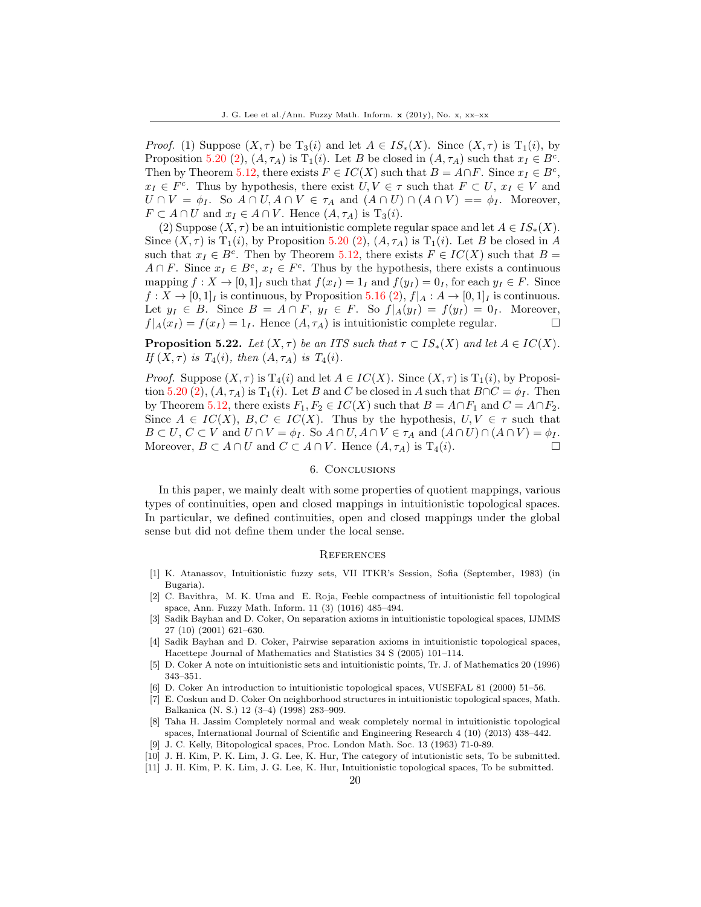*Proof.* (1) Suppose $(X, \tau)$ be $T_3(i)$ and let $A \in IS_*(X)$. Since $(X, \tau)$ is $T_1(i)$, by Proposition 5.20 (2), $(A, \tau_A)$ is $T_1(i)$. Let $B$ be closed in $(A, \tau_A)$ such that $x_I \in B^c$. Then by Theorem 5.12, there exists $F \in IC(X)$ such that $B = A \cap F$. Since $x_I \in B^c$, $x_I \in F^c$. Thus by hypothesis, there exist $U, V \in \tau$ such that $F \subset U$, $x_I \in V$ and $U \cap V = \phi_I$. So $A \cap U, A \cap V \in \tau_A$ and $(A \cap U) \cap (A \cap V) == \phi_I$. Moreover, $F \subset A \cap U$ and $x_I \in A \cap V$. Hence $(A, \tau_A)$ is $T_3(i)$.

(2) Suppose $(X, \tau)$ be an intuitionistic complete regular space and let $A \in IS_*(X)$. Since $(X, \tau)$ is $T_1(i)$, by Proposition 5.20 (2), $(A, \tau_A)$ is $T_1(i)$. Let $B$ be closed in $A$ such that $x_I \in B^c$. Then by Theorem 5.12, there exists $F \in IC(X)$ such that $B = A \cap F$. Since $x_I \in B^c$, $x_I \in F^c$. Thus by the hypothesis, there exists a continuous mapping $f : X \to [0,1]_I$ such that $f(x_I) = 1_I$ and $f(y_I) = 0_I$, for each $y_I \in F$. Since $f : X \to [0,1]_I$ is continuous, by Proposition 5.16 (2), $f|_A : A \to [0,1]_I$ is continuous. Let $y_I \in B$. Since $B = A \cap F$, $y_I \in F$. So $f|_A(y_I) = f(y_I) = 0_I$. Moreover, $f|_A(x_I) = f(x_I) = 1_I$. Hence $(A, \tau_A)$ is intuitionistic complete regular. □

**Proposition 5.22.** *Let $(X, \tau)$ be an ITS such that $\tau \subset IS_*(X)$ and let $A \in IC(X)$. If $(X, \tau)$ is $T_4(i)$, then $(A, \tau_A)$ is $T_4(i)$.*

*Proof.* Suppose $(X, \tau)$ is $T_4(i)$ and let $A \in IC(X)$. Since $(X, \tau)$ is $T_1(i)$, by Proposition 5.20 (2), $(A, \tau_A)$ is $T_1(i)$. Let $B$ and $C$ be closed in $A$ such that $B \cap C = \phi_I$. Then by Theorem 5.12, there exists $F_1, F_2 \in IC(X)$ such that $B = A \cap F_1$ and $C = A \cap F_2$. Since $A \in IC(X)$, $B, C \in IC(X)$. Thus by the hypothesis, $U, V \in \tau$ such that $B \subset U$, $C \subset V$ and $U \cap V = \phi_I$. So $A \cap U, A \cap V \in \tau_A$ and $(A \cap U) \cap (A \cap V) = \phi_I$. Moreover, $B \subset A \cap U$ and $C \subset A \cap V$. Hence $(A, \tau_A)$ is $T_4(i)$. □

## 6. Conclusions

In this paper, we mainly dealt with some properties of quotient mappings, various types of continuities, open and closed mappings in intuitionistic topological spaces. In particular, we defined continuities, open and closed mappings under the global sense but did not define them under the local sense.

## References

[1] K. Atanassov, Intuitionistic fuzzy sets, VII ITKR's Session, Sofia (September, 1983) (in Bugaria).

[2] C. Bavithra, M. K. Uma and E. Roja, Feeble compactness of intuitionistic fell topological space, Ann. Fuzzy Math. Inform. 11 (3) (1016) 485–494.

[3] Sadik Bayhan and D. Coker, On separation axioms in intuitionistic topological spaces, IJMMS 27 (10) (2001) 621–630.

[4] Sadik Bayhan and D. Coker, Pairwise separation axioms in intuitionistic topological spaces, Hacettepe Journal of Mathematics and Statistics 34 S (2005) 101–114.

[5] D. Coker A note on intuitionistic sets and intuitionistic points, Tr. J. of Mathematics 20 (1996) 343–351.

[6] D. Coker An introduction to intuitionistic topological spaces, VUSEFAL 81 (2000) 51–56.

[7] E. Coskun and D. Coker On neighborhood structures in intuitionistic topological spaces, Math. Balkanica (N. S.) 12 (3–4) (1998) 283–909.

[8] Taha H. Jassim Completely normal and weak completely normal in intuitionistic topological spaces, International Journal of Scientific and Engineering Research 4 (10) (2013) 438–442.

[9] J. C. Kelly, Bitopological spaces, Proc. London Math. Soc. 13 (1963) 71-0-89.

[10] J. H. Kim, P. K. Lim, J. G. Lee, K. Hur, The category of intutionistic sets, To be submitted.

[11] J. H. Kim, P. K. Lim, J. G. Lee, K. Hur, Intuitionistic topological spaces, To be submitted.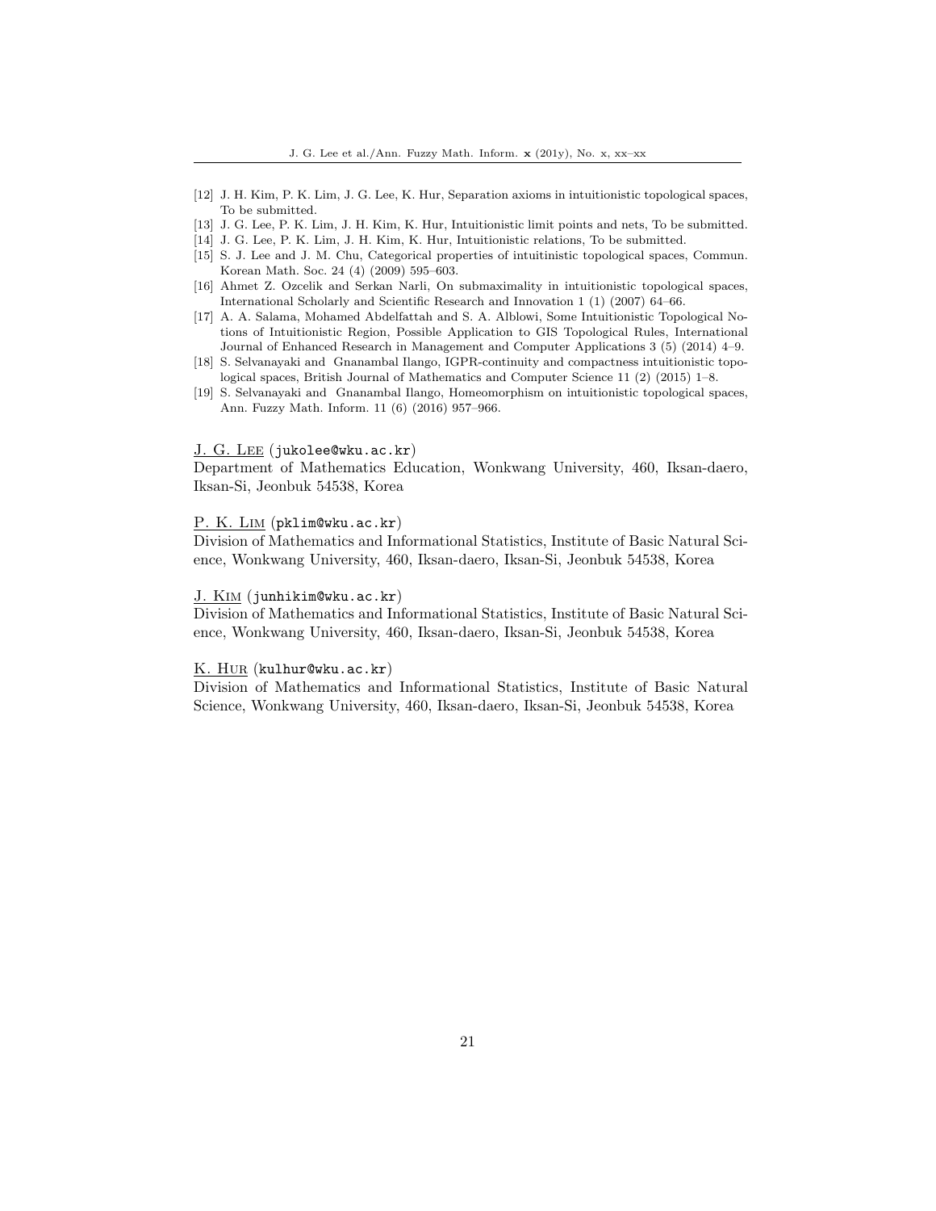[12] J. H. Kim, P. K. Lim, J. G. Lee, K. Hur, Separation axioms in intuitionistic topological spaces, To be submitted.

[13] J. G. Lee, P. K. Lim, J. H. Kim, K. Hur, Intuitionistic limit points and nets, To be submitted.

[14] J. G. Lee, P. K. Lim, J. H. Kim, K. Hur, Intuitionistic relations, To be submitted.

[15] S. J. Lee and J. M. Chu, Categorical properties of intuitinistic topological spaces, Commun. Korean Math. Soc. 24 (4) (2009) 595–603.

[16] Ahmet Z. Ozcelik and Serkan Narli, On submaximality in intuitionistic topological spaces, International Scholarly and Scientific Research and Innovation 1 (1) (2007) 64–66.

[17] A. A. Salama, Mohamed Abdelfattah and S. A. Alblowi, Some Intuitionistic Topological Notions of Intuitionistic Region, Possible Application to GIS Topological Rules, International Journal of Enhanced Research in Management and Computer Applications 3 (5) (2014) 4–9.

[18] S. Selvanayaki and Gnanambal Ilango, IGPR-continuity and compactness intuitionistic topological spaces, British Journal of Mathematics and Computer Science 11 (2) (2015) 1–8.

[19] S. Selvanayaki and Gnanambal Ilango, Homeomorphism on intuitionistic topological spaces, Ann. Fuzzy Math. Inform. 11 (6) (2016) 957–966.

J. G. Lee (jukolee@wku.ac.kr)
Department of Mathematics Education, Wonkwang University, 460, Iksan-daero, Iksan-Si, Jeonbuk 54538, Korea

P. K. Lim (pklim@wku.ac.kr)
Division of Mathematics and Informational Statistics, Institute of Basic Natural Science, Wonkwang University, 460, Iksan-daero, Iksan-Si, Jeonbuk 54538, Korea

J. Kim (junhikim@wku.ac.kr)
Division of Mathematics and Informational Statistics, Institute of Basic Natural Science, Wonkwang University, 460, Iksan-daero, Iksan-Si, Jeonbuk 54538, Korea

K. Hur (kulhur@wku.ac.kr)
Division of Mathematics and Informational Statistics, Institute of Basic Natural Science, Wonkwang University, 460, Iksan-daero, Iksan-Si, Jeonbuk 54538, Korea